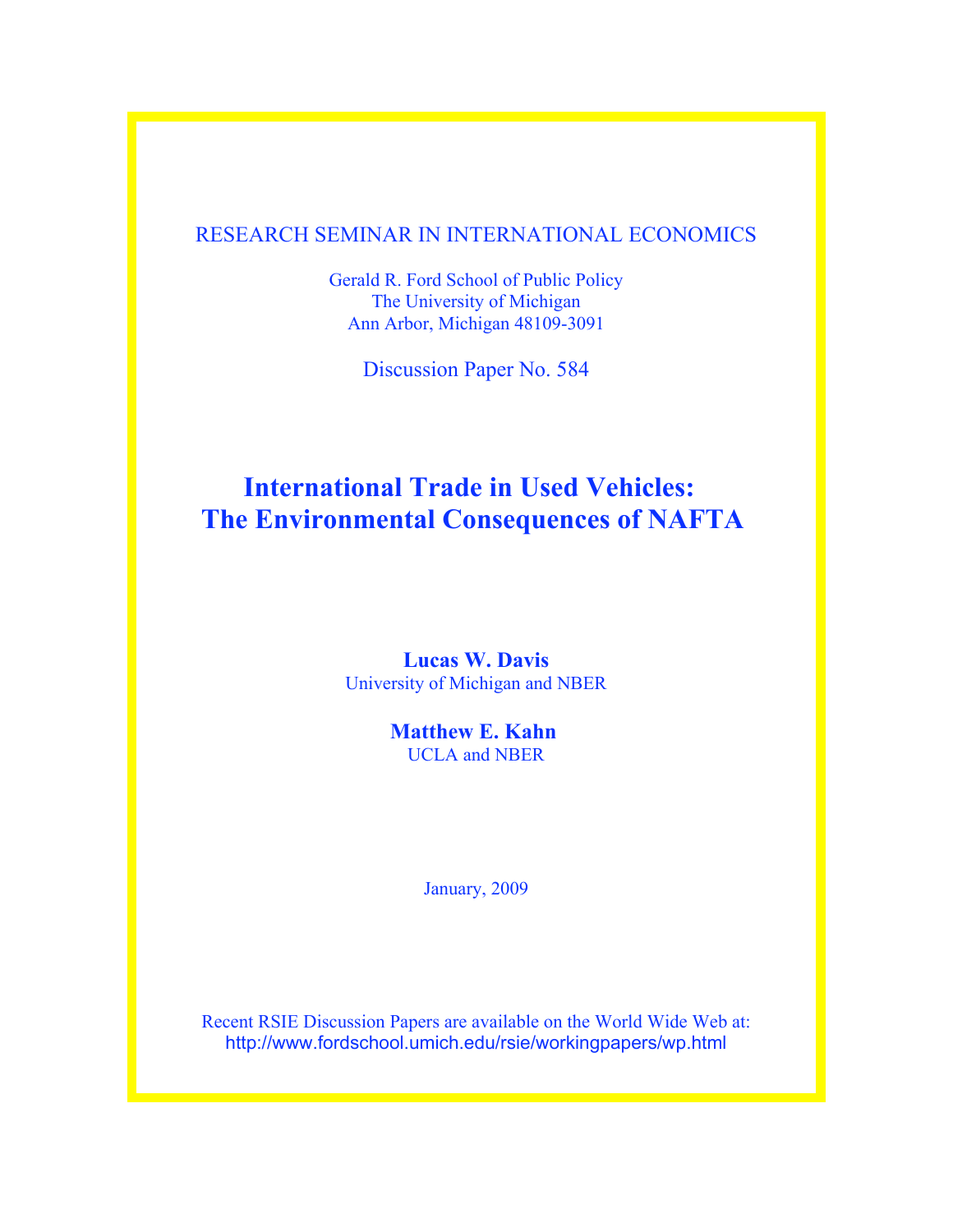RESEARCH SEMINAR IN INTERNATIONAL ECONOMICS

Gerald R. Ford School of Public Policy
The University of Michigan
Ann Arbor, Michigan 48109-3091

Discussion Paper No. 584

# International Trade in Used Vehicles: The Environmental Consequences of NAFTA

**Lucas W. Davis**
University of Michigan and NBER

**Matthew E. Kahn**
UCLA and NBER

January, 2009

Recent RSIE Discussion Papers are available on the World Wide Web at:
http://www.fordschool.umich.edu/rsie/workingpapers/wp.html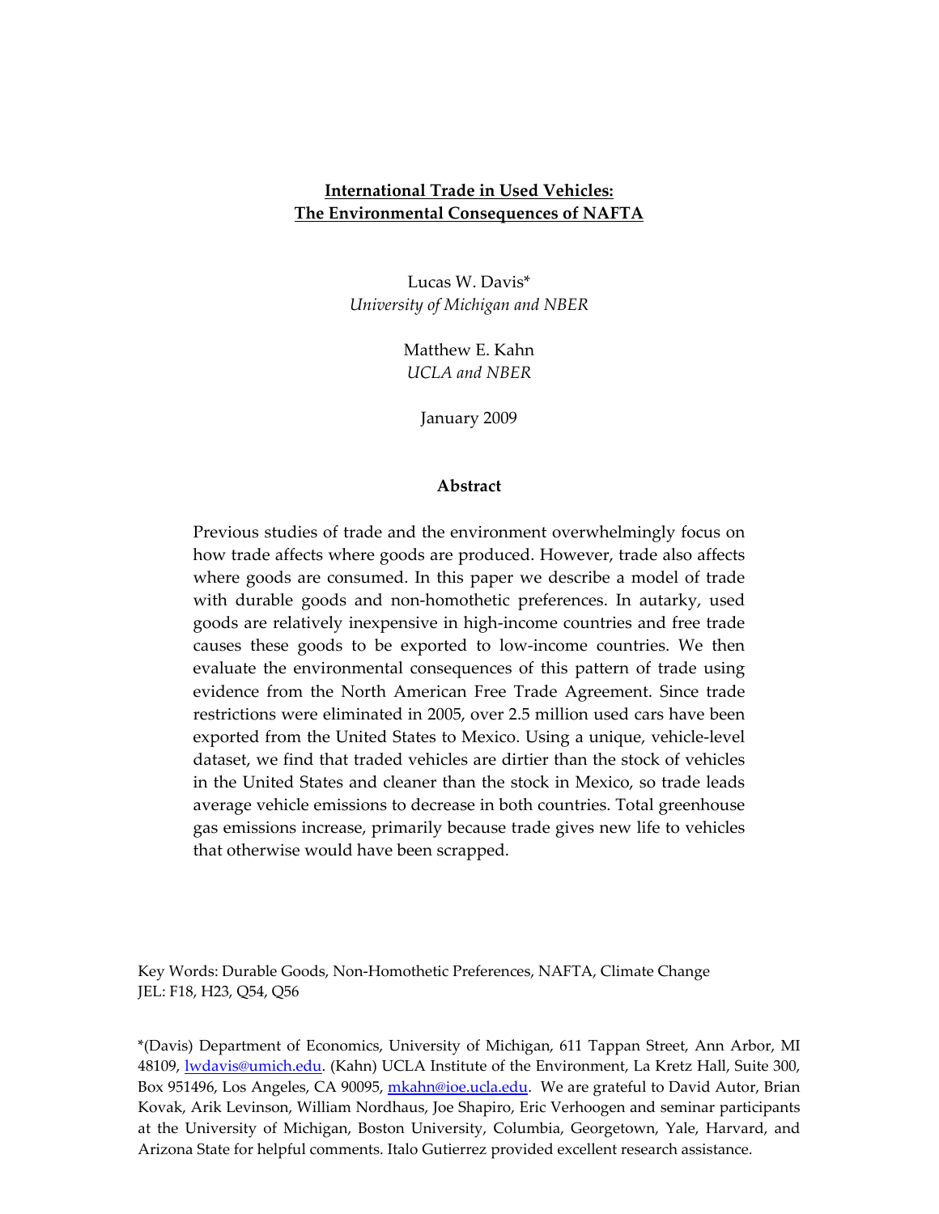**International Trade in Used Vehicles:**
**The Environmental Consequences of NAFTA**

Lucas W. Davis*
*University of Michigan and NBER*

Matthew E. Kahn
*UCLA and NBER*

January 2009

**Abstract**

Previous studies of trade and the environment overwhelmingly focus on how trade affects where goods are produced. However, trade also affects where goods are consumed. In this paper we describe a model of trade with durable goods and non-homothetic preferences. In autarky, used goods are relatively inexpensive in high-income countries and free trade causes these goods to be exported to low-income countries. We then evaluate the environmental consequences of this pattern of trade using evidence from the North American Free Trade Agreement. Since trade restrictions were eliminated in 2005, over 2.5 million used cars have been exported from the United States to Mexico. Using a unique, vehicle-level dataset, we find that traded vehicles are dirtier than the stock of vehicles in the United States and cleaner than the stock in Mexico, so trade leads average vehicle emissions to decrease in both countries. Total greenhouse gas emissions increase, primarily because trade gives new life to vehicles that otherwise would have been scrapped.

Key Words: Durable Goods, Non-Homothetic Preferences, NAFTA, Climate Change
JEL: F18, H23, Q54, Q56

*(Davis) Department of Economics, University of Michigan, 611 Tappan Street, Ann Arbor, MI 48109, lwdavis@umich.edu. (Kahn) UCLA Institute of the Environment, La Kretz Hall, Suite 300, Box 951496, Los Angeles, CA 90095, mkahn@ioe.ucla.edu. We are grateful to David Autor, Brian Kovak, Arik Levinson, William Nordhaus, Joe Shapiro, Eric Verhoogen and seminar participants at the University of Michigan, Boston University, Columbia, Georgetown, Yale, Harvard, and Arizona State for helpful comments. Italo Gutierrez provided excellent research assistance.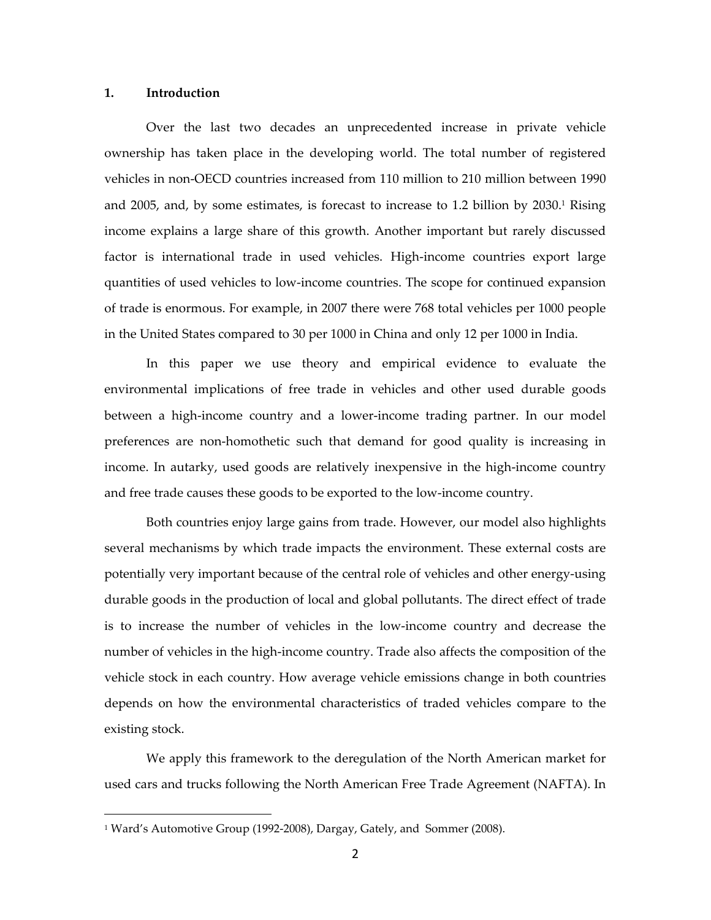## 1. Introduction

Over the last two decades an unprecedented increase in private vehicle ownership has taken place in the developing world. The total number of registered vehicles in non-OECD countries increased from 110 million to 210 million between 1990 and 2005, and, by some estimates, is forecast to increase to 1.2 billion by 2030.[1] Rising income explains a large share of this growth. Another important but rarely discussed factor is international trade in used vehicles. High-income countries export large quantities of used vehicles to low-income countries. The scope for continued expansion of trade is enormous. For example, in 2007 there were 768 total vehicles per 1000 people in the United States compared to 30 per 1000 in China and only 12 per 1000 in India.

In this paper we use theory and empirical evidence to evaluate the environmental implications of free trade in vehicles and other used durable goods between a high-income country and a lower-income trading partner. In our model preferences are non-homothetic such that demand for good quality is increasing in income. In autarky, used goods are relatively inexpensive in the high-income country and free trade causes these goods to be exported to the low-income country.

Both countries enjoy large gains from trade. However, our model also highlights several mechanisms by which trade impacts the environment. These external costs are potentially very important because of the central role of vehicles and other energy-using durable goods in the production of local and global pollutants. The direct effect of trade is to increase the number of vehicles in the low-income country and decrease the number of vehicles in the high-income country. Trade also affects the composition of the vehicle stock in each country. How average vehicle emissions change in both countries depends on how the environmental characteristics of traded vehicles compare to the existing stock.

We apply this framework to the deregulation of the North American market for used cars and trucks following the North American Free Trade Agreement (NAFTA). In

[1] Ward's Automotive Group (1992-2008), Dargay, Gately, and Sommer (2008).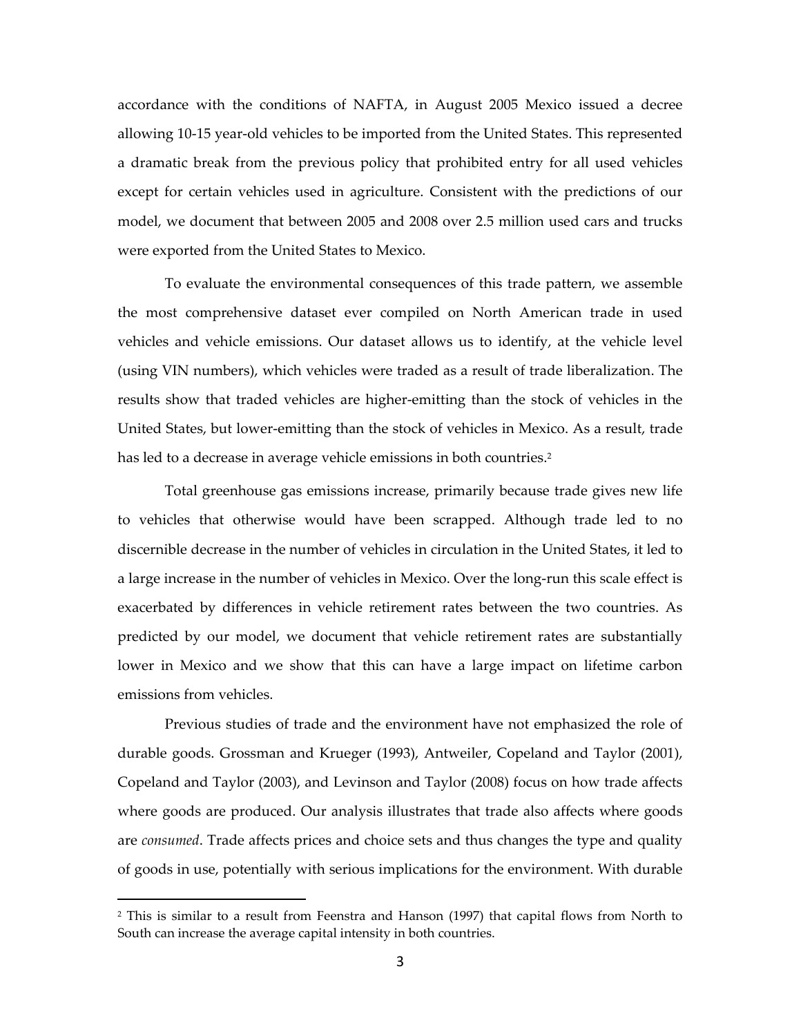accordance with the conditions of NAFTA, in August 2005 Mexico issued a decree allowing 10-15 year-old vehicles to be imported from the United States. This represented a dramatic break from the previous policy that prohibited entry for all used vehicles except for certain vehicles used in agriculture. Consistent with the predictions of our model, we document that between 2005 and 2008 over 2.5 million used cars and trucks were exported from the United States to Mexico.

To evaluate the environmental consequences of this trade pattern, we assemble the most comprehensive dataset ever compiled on North American trade in used vehicles and vehicle emissions. Our dataset allows us to identify, at the vehicle level (using VIN numbers), which vehicles were traded as a result of trade liberalization. The results show that traded vehicles are higher-emitting than the stock of vehicles in the United States, but lower-emitting than the stock of vehicles in Mexico. As a result, trade has led to a decrease in average vehicle emissions in both countries.[2]

Total greenhouse gas emissions increase, primarily because trade gives new life to vehicles that otherwise would have been scrapped. Although trade led to no discernible decrease in the number of vehicles in circulation in the United States, it led to a large increase in the number of vehicles in Mexico. Over the long-run this scale effect is exacerbated by differences in vehicle retirement rates between the two countries. As predicted by our model, we document that vehicle retirement rates are substantially lower in Mexico and we show that this can have a large impact on lifetime carbon emissions from vehicles.

Previous studies of trade and the environment have not emphasized the role of durable goods. Grossman and Krueger (1993), Antweiler, Copeland and Taylor (2001), Copeland and Taylor (2003), and Levinson and Taylor (2008) focus on how trade affects where goods are produced. Our analysis illustrates that trade also affects where goods are *consumed*. Trade affects prices and choice sets and thus changes the type and quality of goods in use, potentially with serious implications for the environment. With durable

[2] This is similar to a result from Feenstra and Hanson (1997) that capital flows from North to South can increase the average capital intensity in both countries.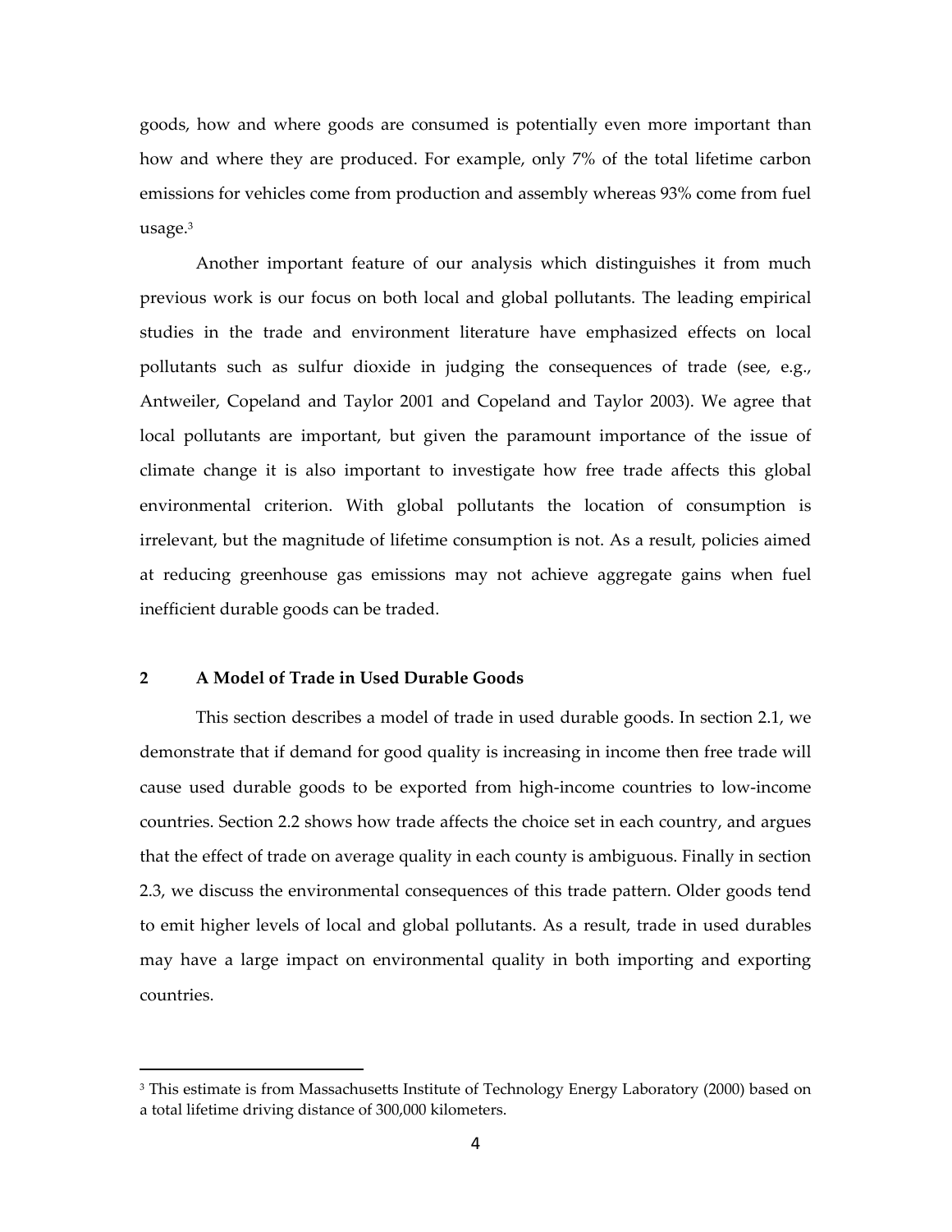goods, how and where goods are consumed is potentially even more important than how and where they are produced. For example, only 7% of the total lifetime carbon emissions for vehicles come from production and assembly whereas 93% come from fuel usage.[3]

Another important feature of our analysis which distinguishes it from much previous work is our focus on both local and global pollutants. The leading empirical studies in the trade and environment literature have emphasized effects on local pollutants such as sulfur dioxide in judging the consequences of trade (see, e.g., Antweiler, Copeland and Taylor 2001 and Copeland and Taylor 2003). We agree that local pollutants are important, but given the paramount importance of the issue of climate change it is also important to investigate how free trade affects this global environmental criterion. With global pollutants the location of consumption is irrelevant, but the magnitude of lifetime consumption is not. As a result, policies aimed at reducing greenhouse gas emissions may not achieve aggregate gains when fuel inefficient durable goods can be traded.

## 2 A Model of Trade in Used Durable Goods

This section describes a model of trade in used durable goods. In section 2.1, we demonstrate that if demand for good quality is increasing in income then free trade will cause used durable goods to be exported from high-income countries to low-income countries. Section 2.2 shows how trade affects the choice set in each country, and argues that the effect of trade on average quality in each county is ambiguous. Finally in section 2.3, we discuss the environmental consequences of this trade pattern. Older goods tend to emit higher levels of local and global pollutants. As a result, trade in used durables may have a large impact on environmental quality in both importing and exporting countries.

---

[3] This estimate is from Massachusetts Institute of Technology Energy Laboratory (2000) based on a total lifetime driving distance of 300,000 kilometers.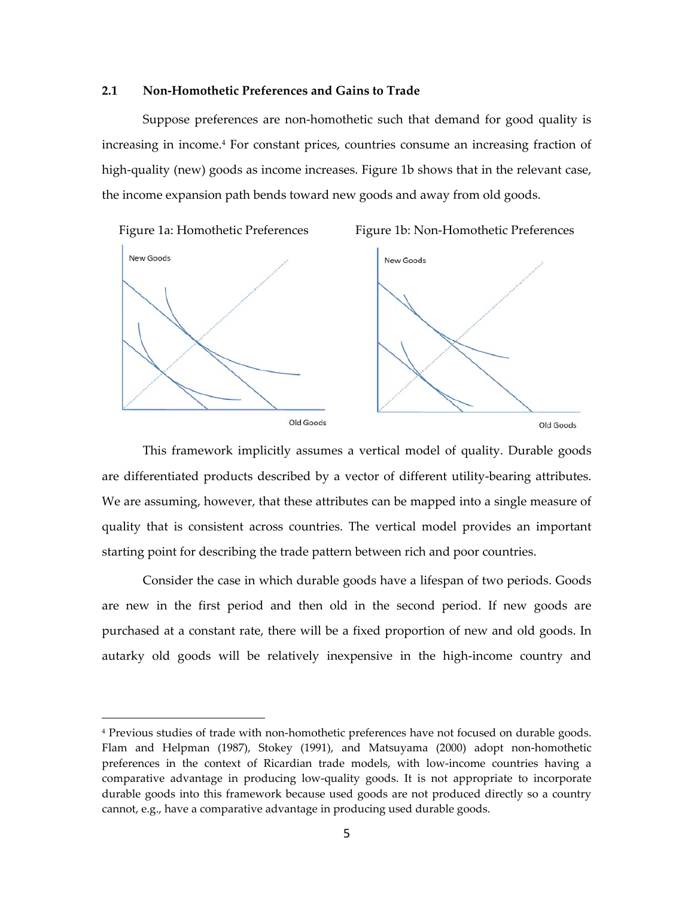### 2.1 Non-Homothetic Preferences and Gains to Trade

Suppose preferences are non-homothetic such that demand for good quality is increasing in income.[4] For constant prices, countries consume an increasing fraction of high-quality (new) goods as income increases. Figure 1b shows that in the relevant case, the income expansion path bends toward new goods and away from old goods.

Figure 1a: Homothetic Preferences

Figure 1b: Non-Homothetic Preferences

This framework implicitly assumes a vertical model of quality. Durable goods are differentiated products described by a vector of different utility-bearing attributes. We are assuming, however, that these attributes can be mapped into a single measure of quality that is consistent across countries. The vertical model provides an important starting point for describing the trade pattern between rich and poor countries.

Consider the case in which durable goods have a lifespan of two periods. Goods are new in the first period and then old in the second period. If new goods are purchased at a constant rate, there will be a fixed proportion of new and old goods. In autarky old goods will be relatively inexpensive in the high-income country and

---

[4] Previous studies of trade with non-homothetic preferences have not focused on durable goods. Flam and Helpman (1987), Stokey (1991), and Matsuyama (2000) adopt non-homothetic preferences in the context of Ricardian trade models, with low-income countries having a comparative advantage in producing low-quality goods. It is not appropriate to incorporate durable goods into this framework because used goods are not produced directly so a country cannot, e.g., have a comparative advantage in producing used durable goods.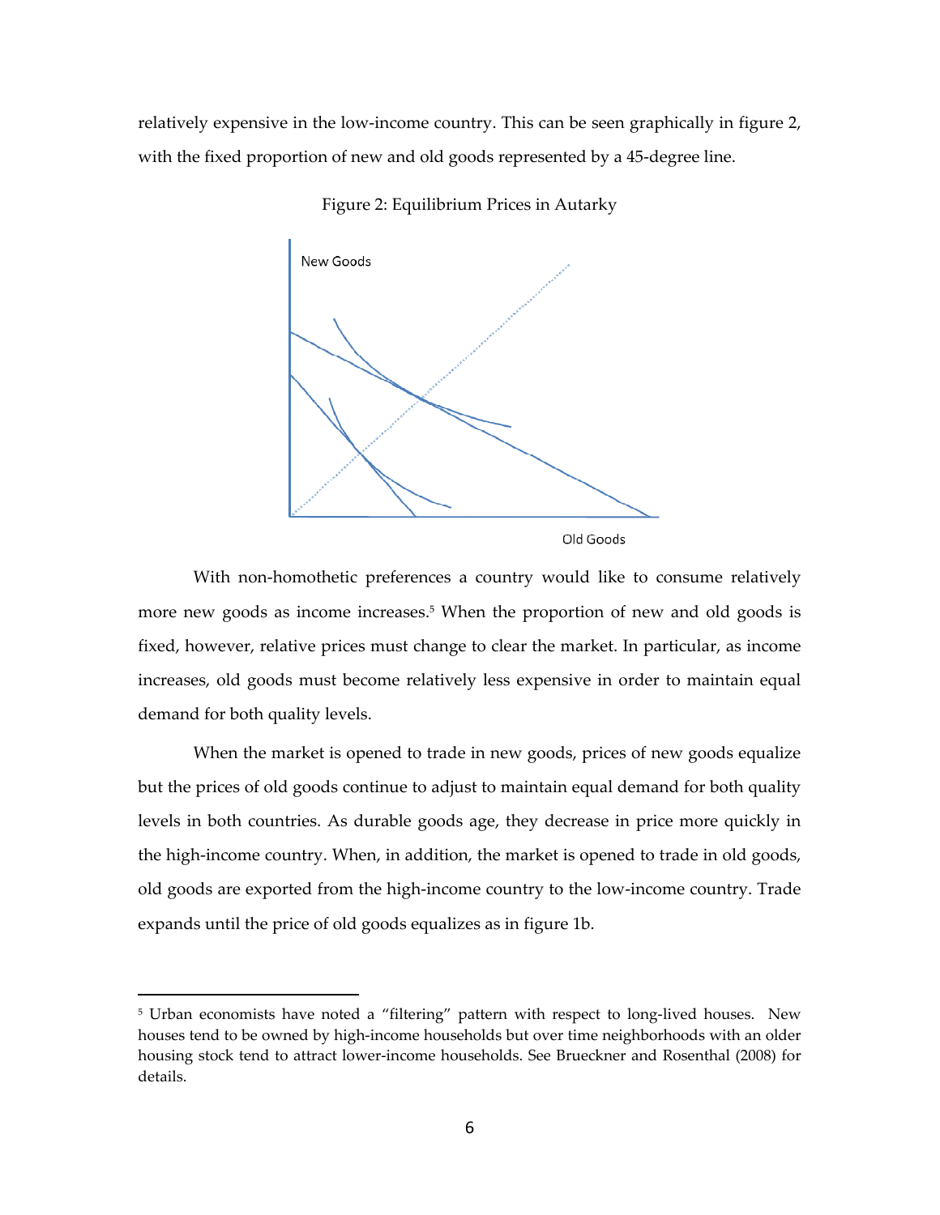relatively expensive in the low-income country. This can be seen graphically in figure 2, with the fixed proportion of new and old goods represented by a 45-degree line.

Figure 2: Equilibrium Prices in Autarky

With non-homothetic preferences a country would like to consume relatively more new goods as income increases.[5] When the proportion of new and old goods is fixed, however, relative prices must change to clear the market. In particular, as income increases, old goods must become relatively less expensive in order to maintain equal demand for both quality levels.

When the market is opened to trade in new goods, prices of new goods equalize but the prices of old goods continue to adjust to maintain equal demand for both quality levels in both countries. As durable goods age, they decrease in price more quickly in the high-income country. When, in addition, the market is opened to trade in old goods, old goods are exported from the high-income country to the low-income country. Trade expands until the price of old goods equalizes as in figure 1b.

---

[5] Urban economists have noted a "filtering" pattern with respect to long-lived houses. New houses tend to be owned by high-income households but over time neighborhoods with an older housing stock tend to attract lower-income households. See Brueckner and Rosenthal (2008) for details.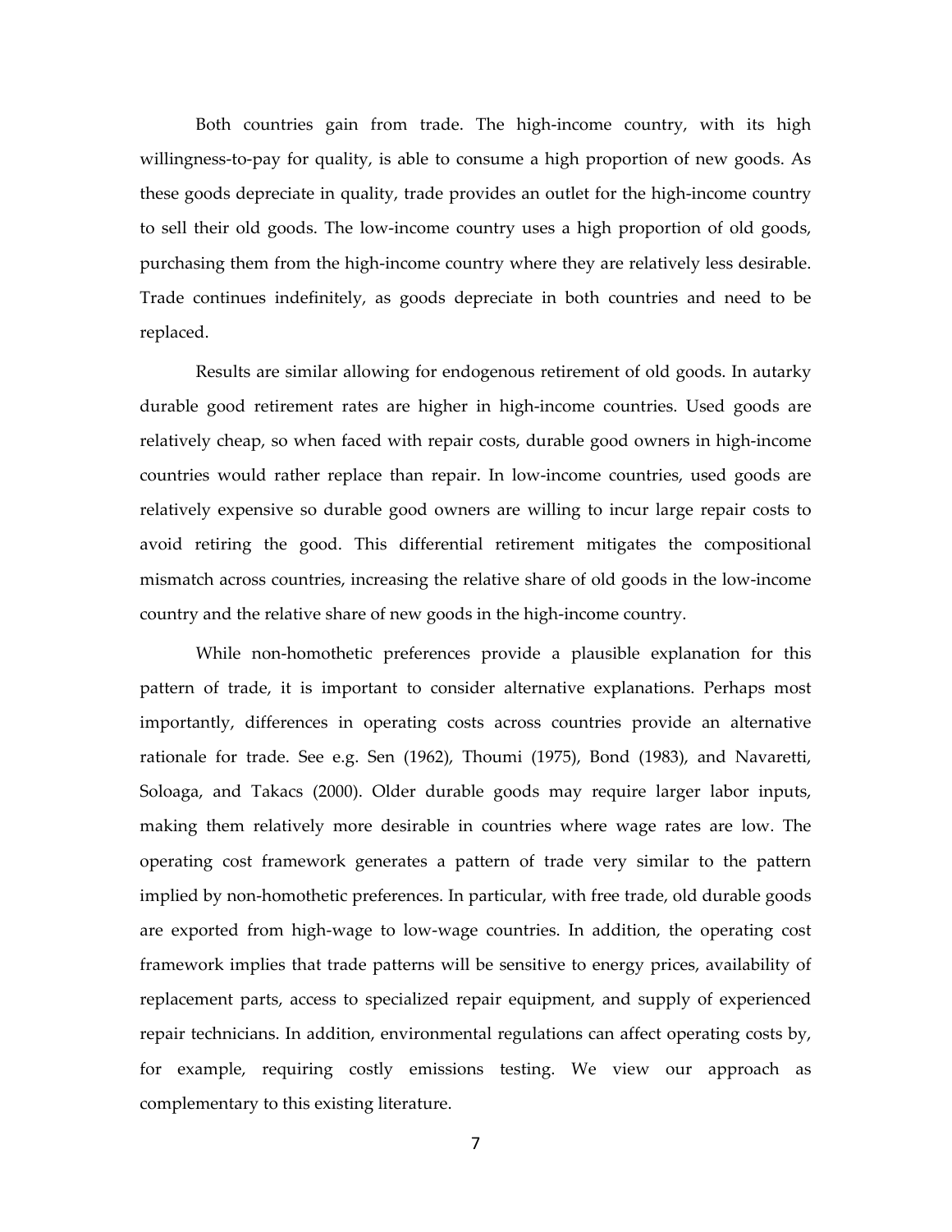Both countries gain from trade. The high-income country, with its high willingness-to-pay for quality, is able to consume a high proportion of new goods. As these goods depreciate in quality, trade provides an outlet for the high-income country to sell their old goods. The low-income country uses a high proportion of old goods, purchasing them from the high-income country where they are relatively less desirable. Trade continues indefinitely, as goods depreciate in both countries and need to be replaced.

Results are similar allowing for endogenous retirement of old goods. In autarky durable good retirement rates are higher in high-income countries. Used goods are relatively cheap, so when faced with repair costs, durable good owners in high-income countries would rather replace than repair. In low-income countries, used goods are relatively expensive so durable good owners are willing to incur large repair costs to avoid retiring the good. This differential retirement mitigates the compositional mismatch across countries, increasing the relative share of old goods in the low-income country and the relative share of new goods in the high-income country.

While non-homothetic preferences provide a plausible explanation for this pattern of trade, it is important to consider alternative explanations. Perhaps most importantly, differences in operating costs across countries provide an alternative rationale for trade. See e.g. Sen (1962), Thoumi (1975), Bond (1983), and Navaretti, Soloaga, and Takacs (2000). Older durable goods may require larger labor inputs, making them relatively more desirable in countries where wage rates are low. The operating cost framework generates a pattern of trade very similar to the pattern implied by non-homothetic preferences. In particular, with free trade, old durable goods are exported from high-wage to low-wage countries. In addition, the operating cost framework implies that trade patterns will be sensitive to energy prices, availability of replacement parts, access to specialized repair equipment, and supply of experienced repair technicians. In addition, environmental regulations can affect operating costs by, for example, requiring costly emissions testing. We view our approach as complementary to this existing literature.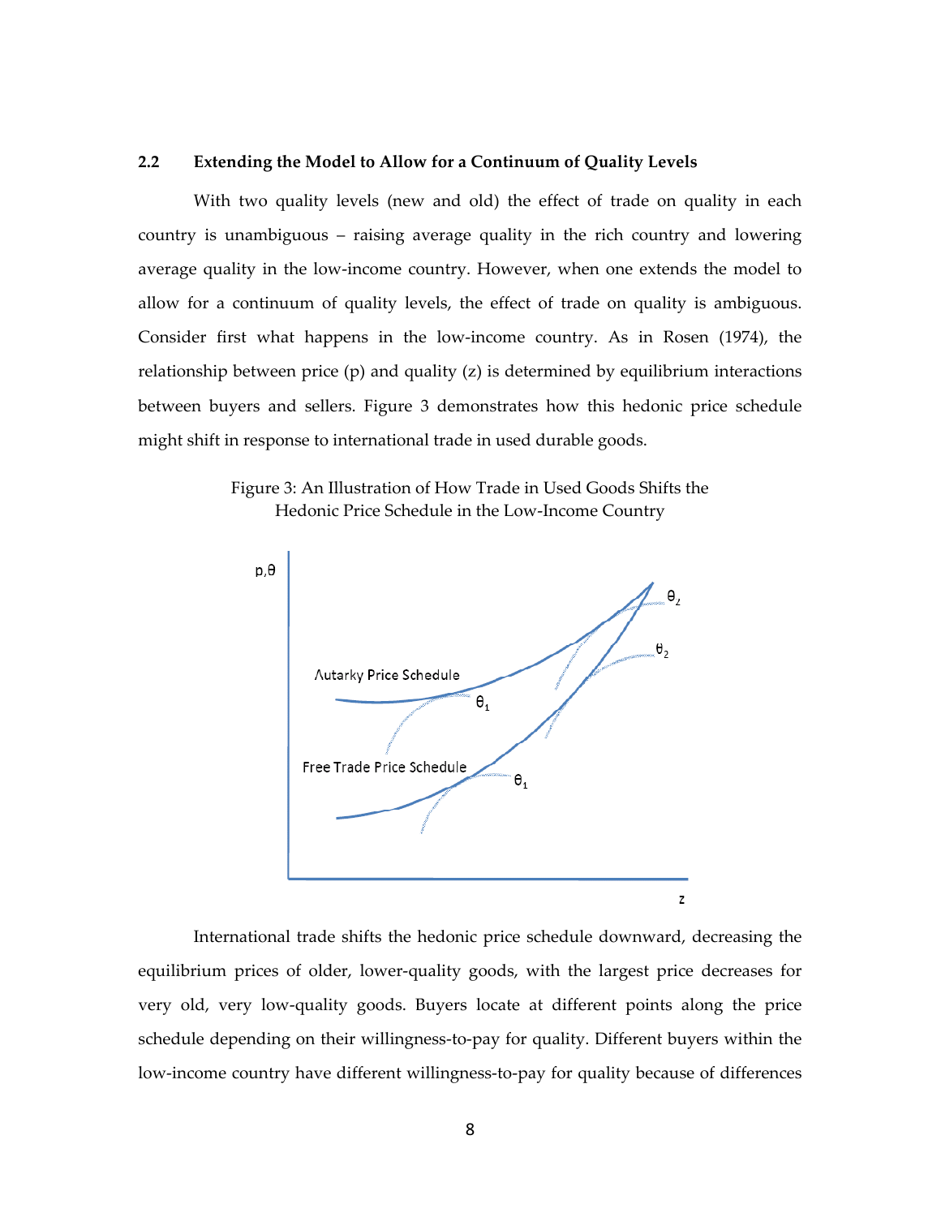## 2.2 Extending the Model to Allow for a Continuum of Quality Levels

With two quality levels (new and old) the effect of trade on quality in each country is unambiguous – raising average quality in the rich country and lowering average quality in the low-income country. However, when one extends the model to allow for a continuum of quality levels, the effect of trade on quality is ambiguous. Consider first what happens in the low-income country. As in Rosen (1974), the relationship between price (p) and quality (z) is determined by equilibrium interactions between buyers and sellers. Figure 3 demonstrates how this hedonic price schedule might shift in response to international trade in used durable goods.

Figure 3: An Illustration of How Trade in Used Goods Shifts the Hedonic Price Schedule in the Low-Income Country

International trade shifts the hedonic price schedule downward, decreasing the equilibrium prices of older, lower-quality goods, with the largest price decreases for very old, very low-quality goods. Buyers locate at different points along the price schedule depending on their willingness-to-pay for quality. Different buyers within the low-income country have different willingness-to-pay for quality because of differences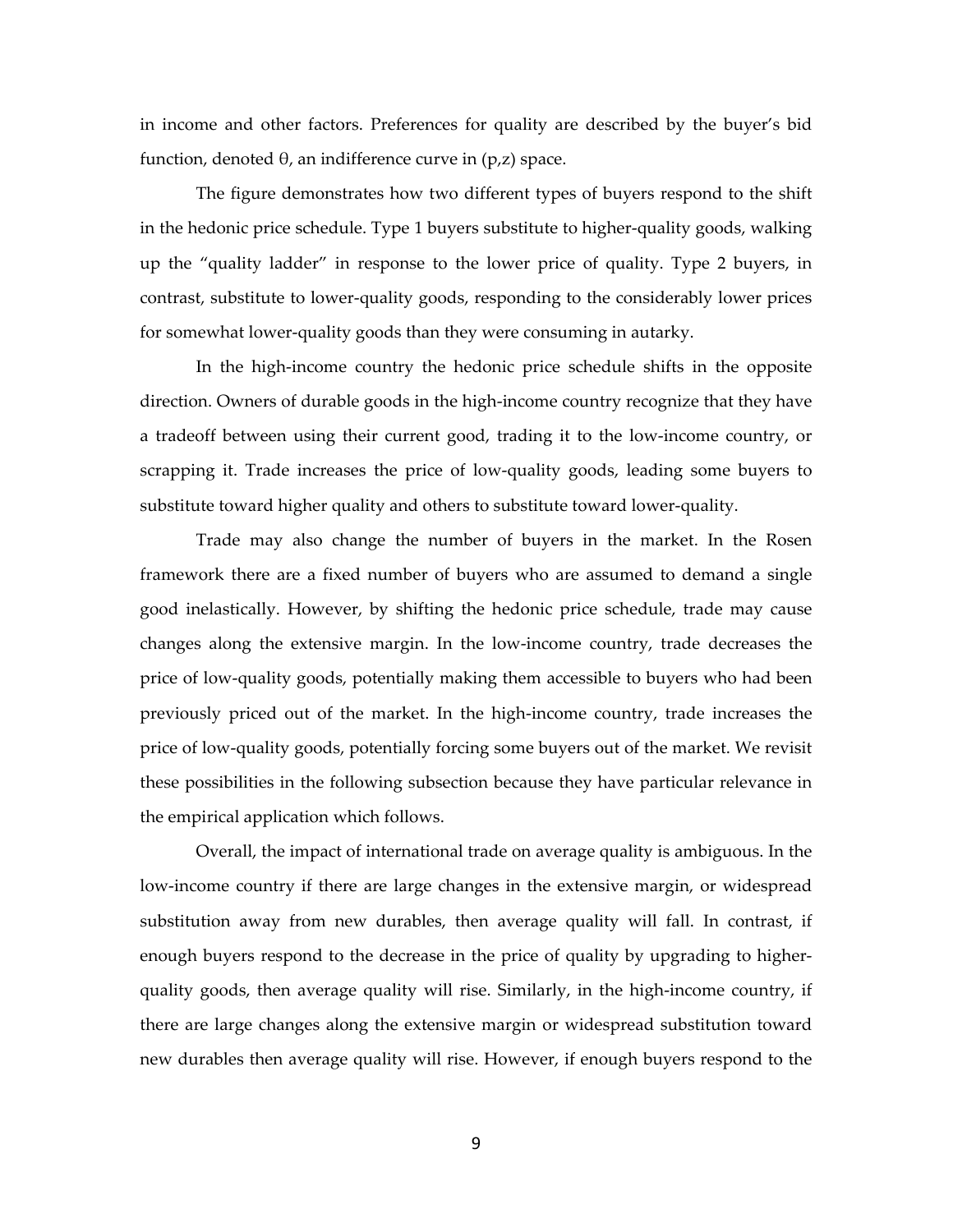in income and other factors. Preferences for quality are described by the buyer's bid function, denoted $\theta$, an indifference curve in (p,z) space.

The figure demonstrates how two different types of buyers respond to the shift in the hedonic price schedule. Type 1 buyers substitute to higher-quality goods, walking up the "quality ladder" in response to the lower price of quality. Type 2 buyers, in contrast, substitute to lower-quality goods, responding to the considerably lower prices for somewhat lower-quality goods than they were consuming in autarky.

In the high-income country the hedonic price schedule shifts in the opposite direction. Owners of durable goods in the high-income country recognize that they have a tradeoff between using their current good, trading it to the low-income country, or scrapping it. Trade increases the price of low-quality goods, leading some buyers to substitute toward higher quality and others to substitute toward lower-quality.

Trade may also change the number of buyers in the market. In the Rosen framework there are a fixed number of buyers who are assumed to demand a single good inelastically. However, by shifting the hedonic price schedule, trade may cause changes along the extensive margin. In the low-income country, trade decreases the price of low-quality goods, potentially making them accessible to buyers who had been previously priced out of the market. In the high-income country, trade increases the price of low-quality goods, potentially forcing some buyers out of the market. We revisit these possibilities in the following subsection because they have particular relevance in the empirical application which follows.

Overall, the impact of international trade on average quality is ambiguous. In the low-income country if there are large changes in the extensive margin, or widespread substitution away from new durables, then average quality will fall. In contrast, if enough buyers respond to the decrease in the price of quality by upgrading to higher-quality goods, then average quality will rise. Similarly, in the high-income country, if there are large changes along the extensive margin or widespread substitution toward new durables then average quality will rise. However, if enough buyers respond to the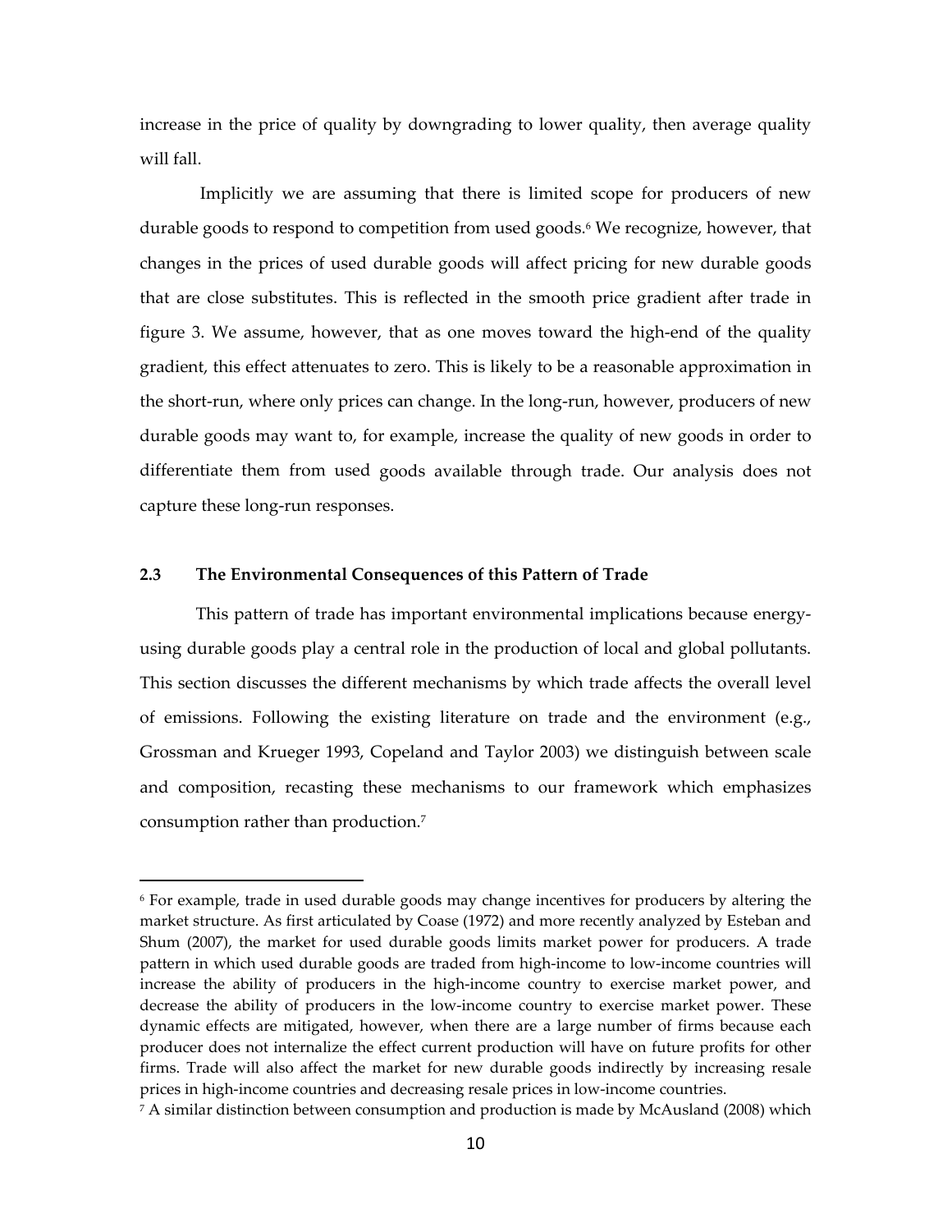increase in the price of quality by downgrading to lower quality, then average quality will fall.

Implicitly we are assuming that there is limited scope for producers of new durable goods to respond to competition from used goods.[6] We recognize, however, that changes in the prices of used durable goods will affect pricing for new durable goods that are close substitutes. This is reflected in the smooth price gradient after trade in figure 3. We assume, however, that as one moves toward the high-end of the quality gradient, this effect attenuates to zero. This is likely to be a reasonable approximation in the short-run, where only prices can change. In the long-run, however, producers of new durable goods may want to, for example, increase the quality of new goods in order to differentiate them from used goods available through trade. Our analysis does not capture these long-run responses.

### 2.3 The Environmental Consequences of this Pattern of Trade

This pattern of trade has important environmental implications because energy-using durable goods play a central role in the production of local and global pollutants. This section discusses the different mechanisms by which trade affects the overall level of emissions. Following the existing literature on trade and the environment (e.g., Grossman and Krueger 1993, Copeland and Taylor 2003) we distinguish between scale and composition, recasting these mechanisms to our framework which emphasizes consumption rather than production.[7]

---

[6] For example, trade in used durable goods may change incentives for producers by altering the market structure. As first articulated by Coase (1972) and more recently analyzed by Esteban and Shum (2007), the market for used durable goods limits market power for producers. A trade pattern in which used durable goods are traded from high-income to low-income countries will increase the ability of producers in the high-income country to exercise market power, and decrease the ability of producers in the low-income country to exercise market power. These dynamic effects are mitigated, however, when there are a large number of firms because each producer does not internalize the effect current production will have on future profits for other firms. Trade will also affect the market for new durable goods indirectly by increasing resale prices in high-income countries and decreasing resale prices in low-income countries.

[7] A similar distinction between consumption and production is made by McAusland (2008) which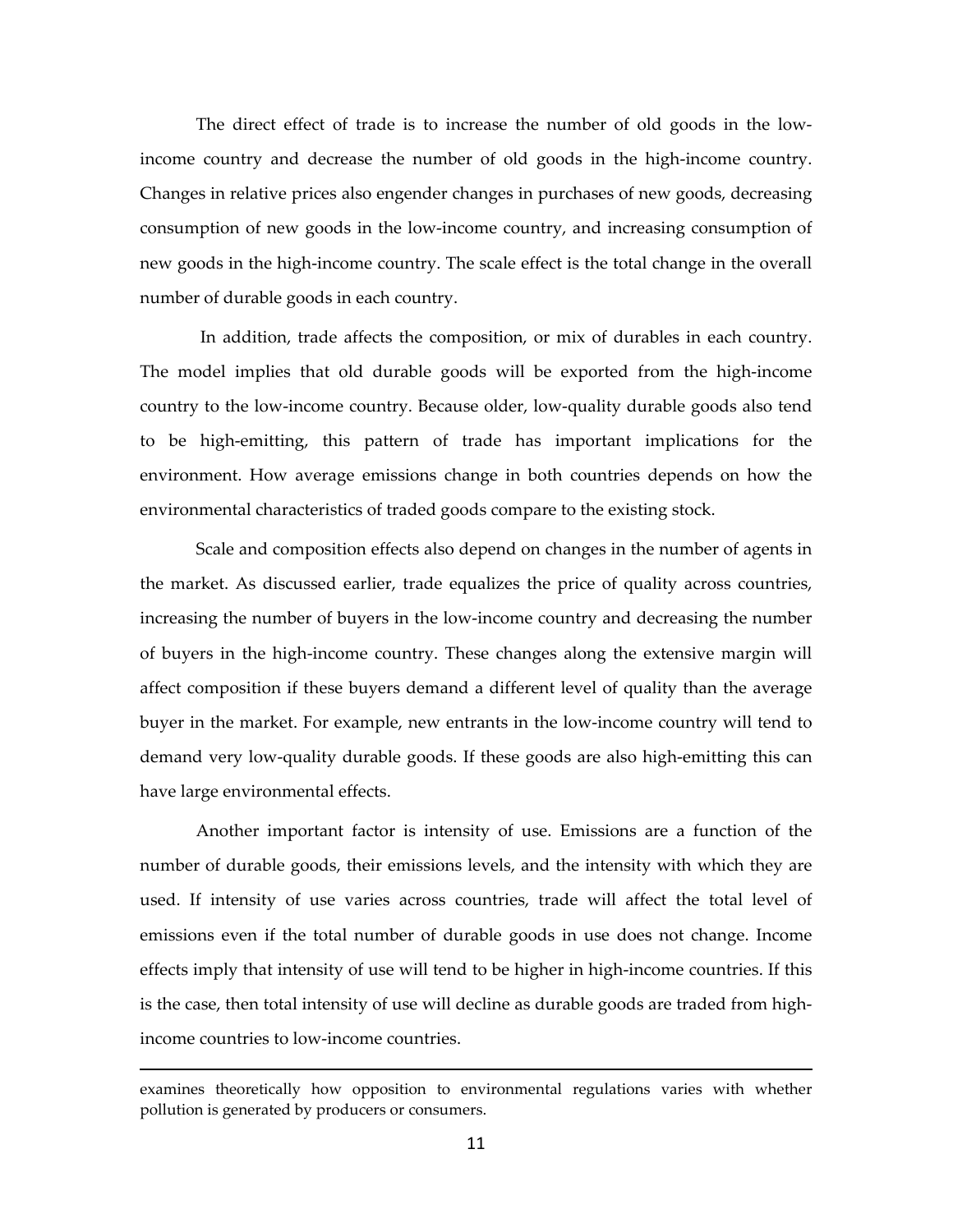The direct effect of trade is to increase the number of old goods in the low-income country and decrease the number of old goods in the high-income country. Changes in relative prices also engender changes in purchases of new goods, decreasing consumption of new goods in the low-income country, and increasing consumption of new goods in the high-income country. The scale effect is the total change in the overall number of durable goods in each country.

In addition, trade affects the composition, or mix of durables in each country. The model implies that old durable goods will be exported from the high-income country to the low-income country. Because older, low-quality durable goods also tend to be high-emitting, this pattern of trade has important implications for the environment. How average emissions change in both countries depends on how the environmental characteristics of traded goods compare to the existing stock.

Scale and composition effects also depend on changes in the number of agents in the market. As discussed earlier, trade equalizes the price of quality across countries, increasing the number of buyers in the low-income country and decreasing the number of buyers in the high-income country. These changes along the extensive margin will affect composition if these buyers demand a different level of quality than the average buyer in the market. For example, new entrants in the low-income country will tend to demand very low-quality durable goods. If these goods are also high-emitting this can have large environmental effects.

Another important factor is intensity of use. Emissions are a function of the number of durable goods, their emissions levels, and the intensity with which they are used. If intensity of use varies across countries, trade will affect the total level of emissions even if the total number of durable goods in use does not change. Income effects imply that intensity of use will tend to be higher in high-income countries. If this is the case, then total intensity of use will decline as durable goods are traded from high-income countries to low-income countries.

---

examines theoretically how opposition to environmental regulations varies with whether pollution is generated by producers or consumers.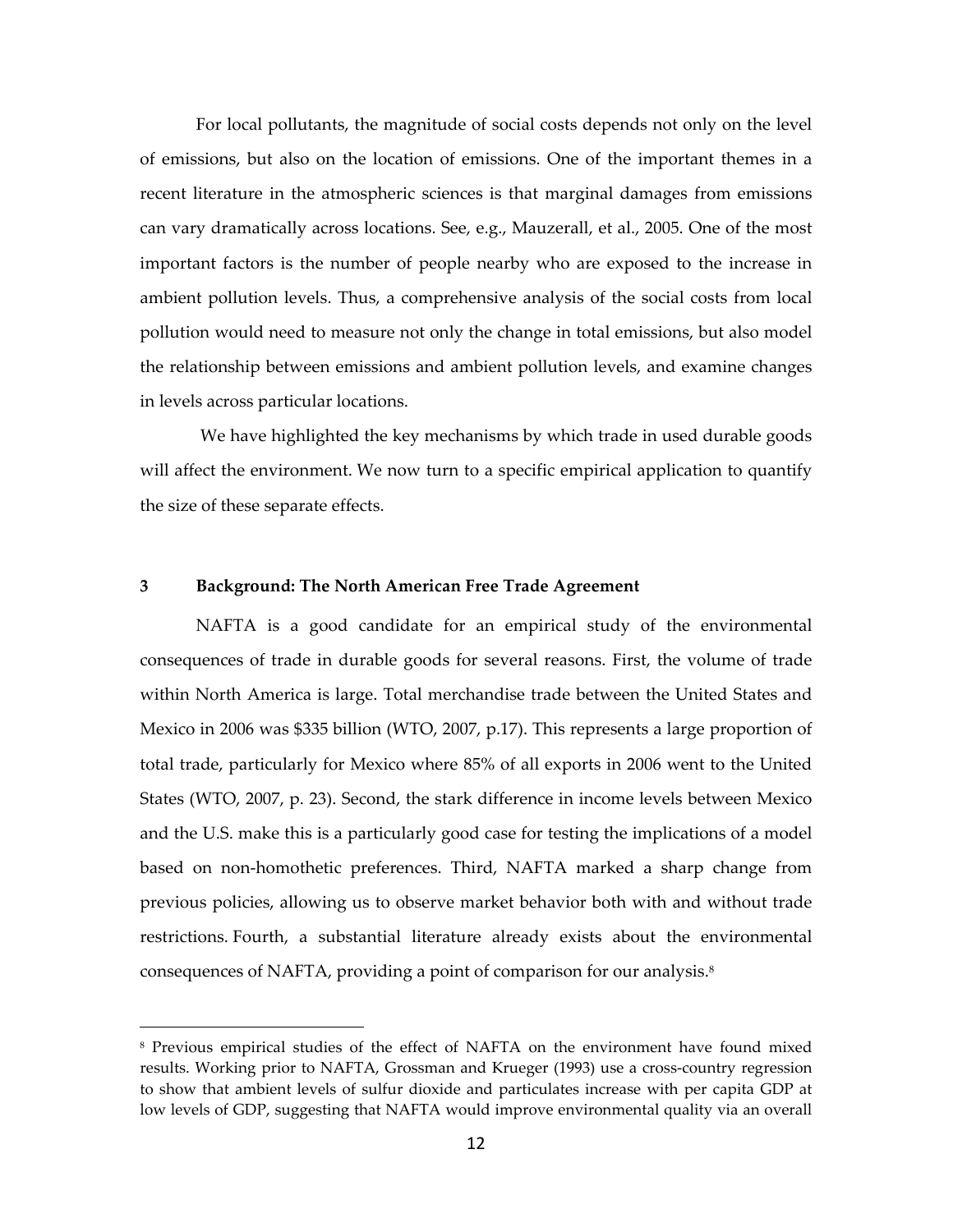For local pollutants, the magnitude of social costs depends not only on the level of emissions, but also on the location of emissions. One of the important themes in a recent literature in the atmospheric sciences is that marginal damages from emissions can vary dramatically across locations. See, e.g., Mauzerall, et al., 2005. One of the most important factors is the number of people nearby who are exposed to the increase in ambient pollution levels. Thus, a comprehensive analysis of the social costs from local pollution would need to measure not only the change in total emissions, but also model the relationship between emissions and ambient pollution levels, and examine changes in levels across particular locations.

We have highlighted the key mechanisms by which trade in used durable goods will affect the environment. We now turn to a specific empirical application to quantify the size of these separate effects.

## 3 Background: The North American Free Trade Agreement

NAFTA is a good candidate for an empirical study of the environmental consequences of trade in durable goods for several reasons. First, the volume of trade within North America is large. Total merchandise trade between the United States and Mexico in 2006 was $335 billion (WTO, 2007, p.17). This represents a large proportion of total trade, particularly for Mexico where 85% of all exports in 2006 went to the United States (WTO, 2007, p. 23). Second, the stark difference in income levels between Mexico and the U.S. make this is a particularly good case for testing the implications of a model based on non-homothetic preferences. Third, NAFTA marked a sharp change from previous policies, allowing us to observe market behavior both with and without trade restrictions. Fourth, a substantial literature already exists about the environmental consequences of NAFTA, providing a point of comparison for our analysis.[8]

[8] Previous empirical studies of the effect of NAFTA on the environment have found mixed results. Working prior to NAFTA, Grossman and Krueger (1993) use a cross-country regression to show that ambient levels of sulfur dioxide and particulates increase with per capita GDP at low levels of GDP, suggesting that NAFTA would improve environmental quality via an overall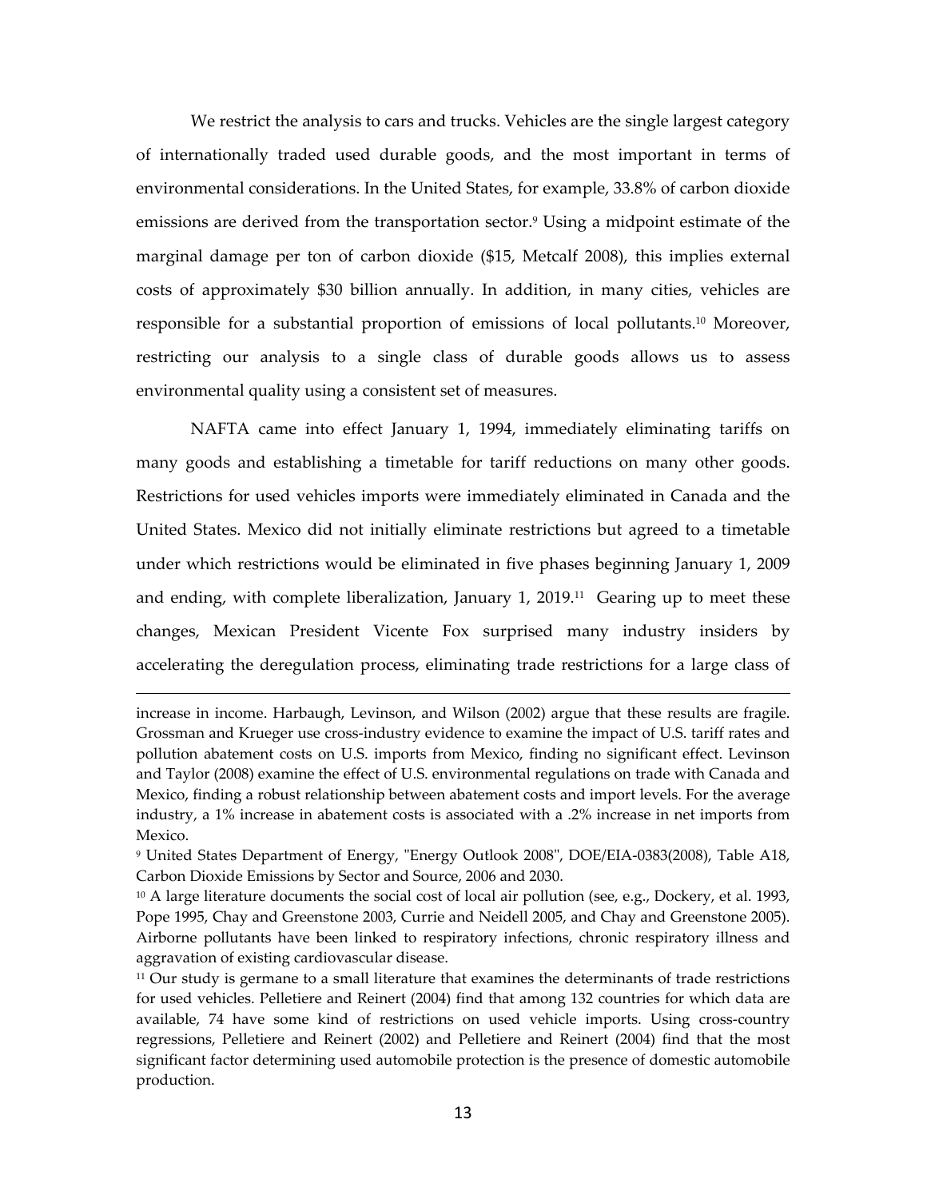We restrict the analysis to cars and trucks. Vehicles are the single largest category of internationally traded used durable goods, and the most important in terms of environmental considerations. In the United States, for example, 33.8% of carbon dioxide emissions are derived from the transportation sector.[9] Using a midpoint estimate of the marginal damage per ton of carbon dioxide ($15, Metcalf 2008), this implies external costs of approximately $30 billion annually. In addition, in many cities, vehicles are responsible for a substantial proportion of emissions of local pollutants.[10] Moreover, restricting our analysis to a single class of durable goods allows us to assess environmental quality using a consistent set of measures.

NAFTA came into effect January 1, 1994, immediately eliminating tariffs on many goods and establishing a timetable for tariff reductions on many other goods. Restrictions for used vehicles imports were immediately eliminated in Canada and the United States. Mexico did not initially eliminate restrictions but agreed to a timetable under which restrictions would be eliminated in five phases beginning January 1, 2009 and ending, with complete liberalization, January 1, 2019.[11] Gearing up to meet these changes, Mexican President Vicente Fox surprised many industry insiders by accelerating the deregulation process, eliminating trade restrictions for a large class of

---

increase in income. Harbaugh, Levinson, and Wilson (2002) argue that these results are fragile. Grossman and Krueger use cross-industry evidence to examine the impact of U.S. tariff rates and pollution abatement costs on U.S. imports from Mexico, finding no significant effect. Levinson and Taylor (2008) examine the effect of U.S. environmental regulations on trade with Canada and Mexico, finding a robust relationship between abatement costs and import levels. For the average industry, a 1% increase in abatement costs is associated with a .2% increase in net imports from Mexico.

[9] United States Department of Energy, "Energy Outlook 2008", DOE/EIA-0383(2008), Table A18, Carbon Dioxide Emissions by Sector and Source, 2006 and 2030.

[10] A large literature documents the social cost of local air pollution (see, e.g., Dockery, et al. 1993, Pope 1995, Chay and Greenstone 2003, Currie and Neidell 2005, and Chay and Greenstone 2005). Airborne pollutants have been linked to respiratory infections, chronic respiratory illness and aggravation of existing cardiovascular disease.

[11] Our study is germane to a small literature that examines the determinants of trade restrictions for used vehicles. Pelletiere and Reinert (2004) find that among 132 countries for which data are available, 74 have some kind of restrictions on used vehicle imports. Using cross-country regressions, Pelletiere and Reinert (2002) and Pelletiere and Reinert (2004) find that the most significant factor determining used automobile protection is the presence of domestic automobile production.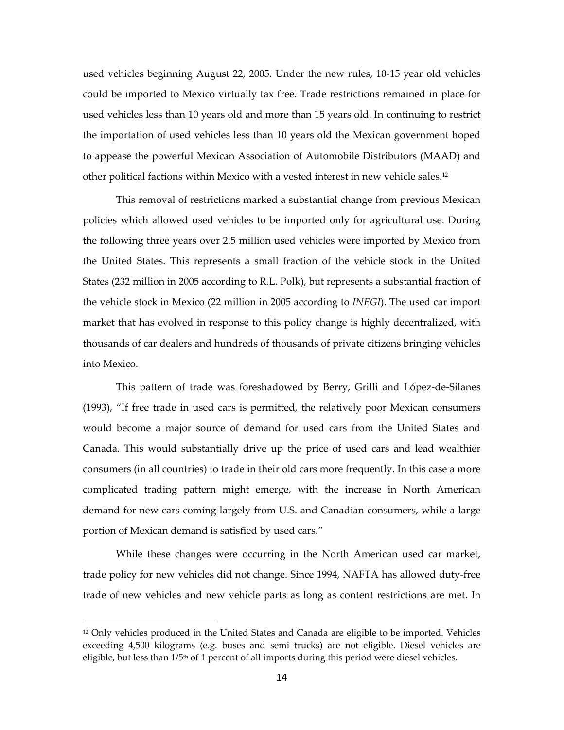used vehicles beginning August 22, 2005. Under the new rules, 10-15 year old vehicles could be imported to Mexico virtually tax free. Trade restrictions remained in place for used vehicles less than 10 years old and more than 15 years old. In continuing to restrict the importation of used vehicles less than 10 years old the Mexican government hoped to appease the powerful Mexican Association of Automobile Distributors (MAAD) and other political factions within Mexico with a vested interest in new vehicle sales.[12]

This removal of restrictions marked a substantial change from previous Mexican policies which allowed used vehicles to be imported only for agricultural use. During the following three years over 2.5 million used vehicles were imported by Mexico from the United States. This represents a small fraction of the vehicle stock in the United States (232 million in 2005 according to R.L. Polk), but represents a substantial fraction of the vehicle stock in Mexico (22 million in 2005 according to *INEGI*). The used car import market that has evolved in response to this policy change is highly decentralized, with thousands of car dealers and hundreds of thousands of private citizens bringing vehicles into Mexico.

This pattern of trade was foreshadowed by Berry, Grilli and López-de-Silanes (1993), "If free trade in used cars is permitted, the relatively poor Mexican consumers would become a major source of demand for used cars from the United States and Canada. This would substantially drive up the price of used cars and lead wealthier consumers (in all countries) to trade in their old cars more frequently. In this case a more complicated trading pattern might emerge, with the increase in North American demand for new cars coming largely from U.S. and Canadian consumers, while a large portion of Mexican demand is satisfied by used cars."

While these changes were occurring in the North American used car market, trade policy for new vehicles did not change. Since 1994, NAFTA has allowed duty-free trade of new vehicles and new vehicle parts as long as content restrictions are met. In

[12] Only vehicles produced in the United States and Canada are eligible to be imported. Vehicles exceeding 4,500 kilograms (e.g. buses and semi trucks) are not eligible. Diesel vehicles are eligible, but less than 1/5th of 1 percent of all imports during this period were diesel vehicles.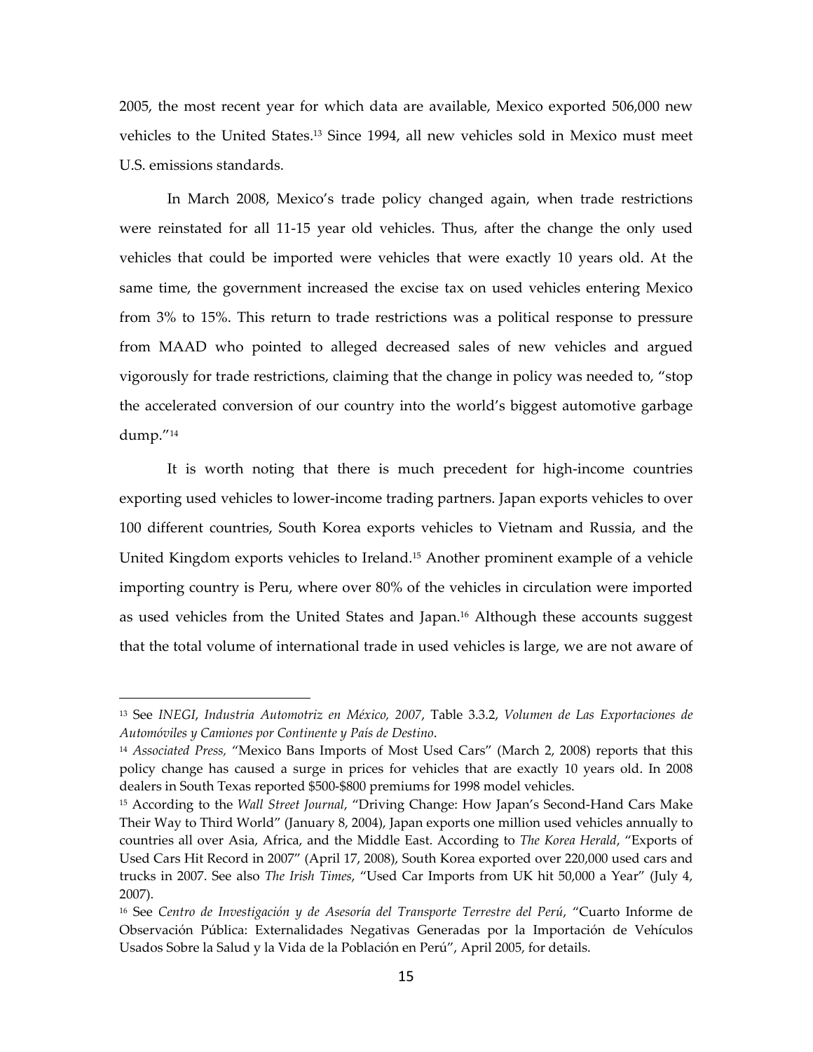2005, the most recent year for which data are available, Mexico exported 506,000 new vehicles to the United States.[13] Since 1994, all new vehicles sold in Mexico must meet U.S. emissions standards.

In March 2008, Mexico's trade policy changed again, when trade restrictions were reinstated for all 11-15 year old vehicles. Thus, after the change the only used vehicles that could be imported were vehicles that were exactly 10 years old. At the same time, the government increased the excise tax on used vehicles entering Mexico from 3% to 15%. This return to trade restrictions was a political response to pressure from MAAD who pointed to alleged decreased sales of new vehicles and argued vigorously for trade restrictions, claiming that the change in policy was needed to, "stop the accelerated conversion of our country into the world's biggest automotive garbage dump."[14]

It is worth noting that there is much precedent for high-income countries exporting used vehicles to lower-income trading partners. Japan exports vehicles to over 100 different countries, South Korea exports vehicles to Vietnam and Russia, and the United Kingdom exports vehicles to Ireland.[15] Another prominent example of a vehicle importing country is Peru, where over 80% of the vehicles in circulation were imported as used vehicles from the United States and Japan.[16] Although these accounts suggest that the total volume of international trade in used vehicles is large, we are not aware of

---

[13] See *INEGI*, *Industria Automotriz en México, 2007*, Table 3.3.2, *Volumen de Las Exportaciones de Automóviles y Camiones por Continente y País de Destino*.

[14] *Associated Press,* "Mexico Bans Imports of Most Used Cars" (March 2, 2008) reports that this policy change has caused a surge in prices for vehicles that are exactly 10 years old. In 2008 dealers in South Texas reported $500-$800 premiums for 1998 model vehicles.

[15] According to the *Wall Street Journal*, "Driving Change: How Japan's Second-Hand Cars Make Their Way to Third World" (January 8, 2004), Japan exports one million used vehicles annually to countries all over Asia, Africa, and the Middle East. According to *The Korea Herald*, "Exports of Used Cars Hit Record in 2007" (April 17, 2008), South Korea exported over 220,000 used cars and trucks in 2007. See also *The Irish Times*, "Used Car Imports from UK hit 50,000 a Year" (July 4, 2007).

[16] See *Centro de Investigación y de Asesoría del Transporte Terrestre del Perú*, "Cuarto Informe de Observación Pública: Externalidades Negativas Generadas por la Importación de Vehículos Usados Sobre la Salud y la Vida de la Población en Perú", April 2005, for details.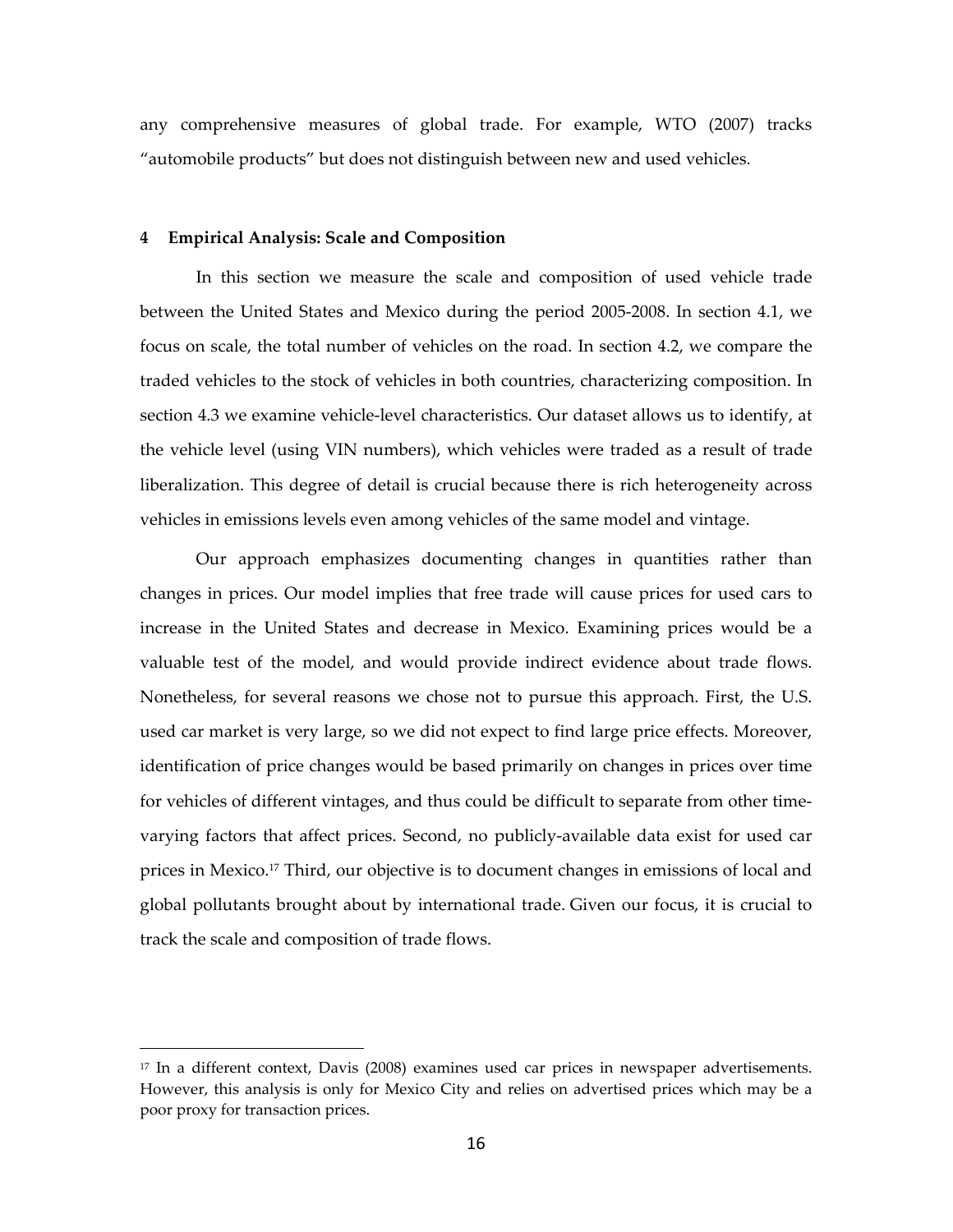any comprehensive measures of global trade. For example, WTO (2007) tracks "automobile products" but does not distinguish between new and used vehicles.

## 4 Empirical Analysis: Scale and Composition

In this section we measure the scale and composition of used vehicle trade between the United States and Mexico during the period 2005-2008. In section 4.1, we focus on scale, the total number of vehicles on the road. In section 4.2, we compare the traded vehicles to the stock of vehicles in both countries, characterizing composition. In section 4.3 we examine vehicle-level characteristics. Our dataset allows us to identify, at the vehicle level (using VIN numbers), which vehicles were traded as a result of trade liberalization. This degree of detail is crucial because there is rich heterogeneity across vehicles in emissions levels even among vehicles of the same model and vintage.

Our approach emphasizes documenting changes in quantities rather than changes in prices. Our model implies that free trade will cause prices for used cars to increase in the United States and decrease in Mexico. Examining prices would be a valuable test of the model, and would provide indirect evidence about trade flows. Nonetheless, for several reasons we chose not to pursue this approach. First, the U.S. used car market is very large, so we did not expect to find large price effects. Moreover, identification of price changes would be based primarily on changes in prices over time for vehicles of different vintages, and thus could be difficult to separate from other time-varying factors that affect prices. Second, no publicly-available data exist for used car prices in Mexico.[17] Third, our objective is to document changes in emissions of local and global pollutants brought about by international trade. Given our focus, it is crucial to track the scale and composition of trade flows.

---

[17] In a different context, Davis (2008) examines used car prices in newspaper advertisements. However, this analysis is only for Mexico City and relies on advertised prices which may be a poor proxy for transaction prices.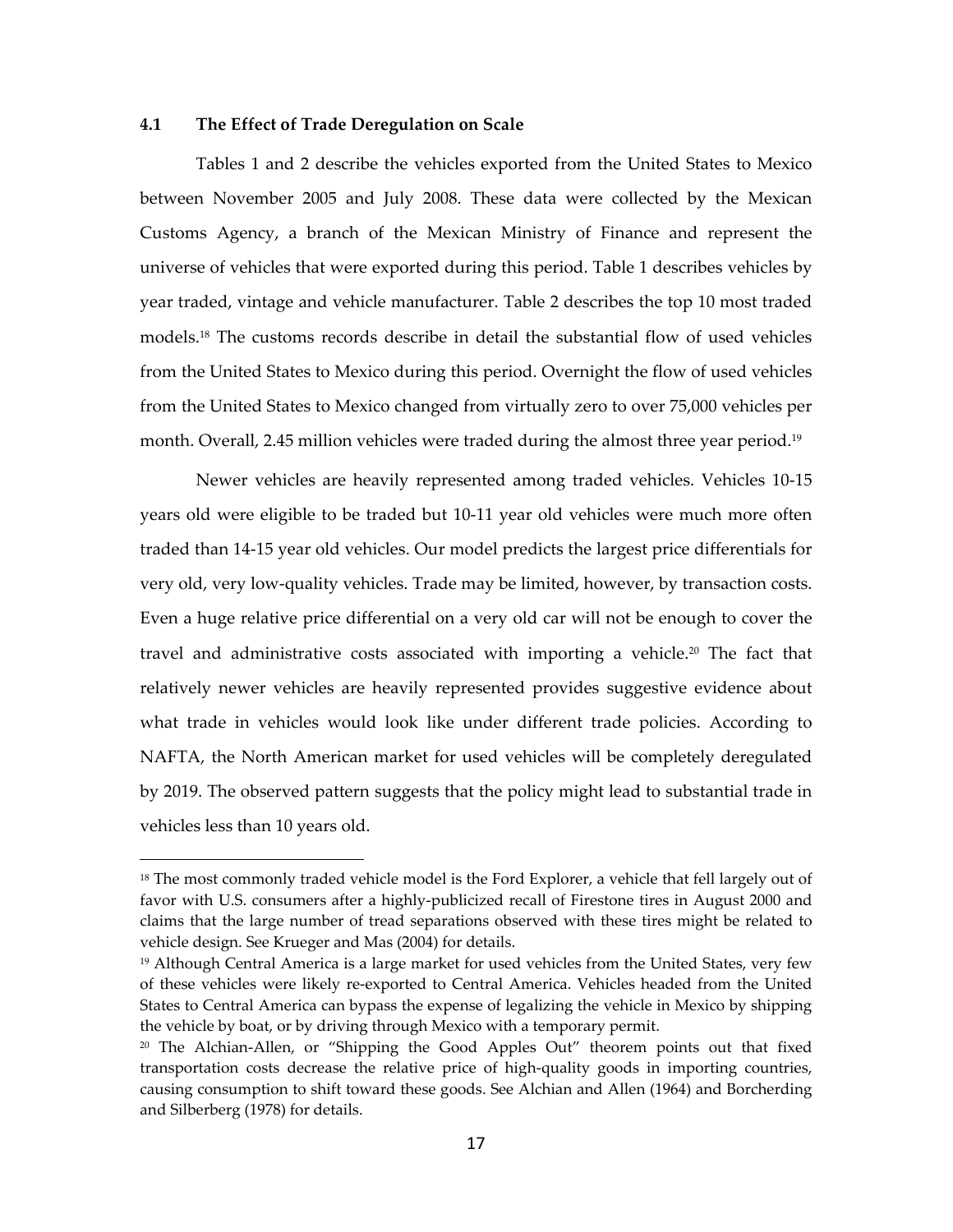### 4.1 The Effect of Trade Deregulation on Scale

Tables 1 and 2 describe the vehicles exported from the United States to Mexico between November 2005 and July 2008. These data were collected by the Mexican Customs Agency, a branch of the Mexican Ministry of Finance and represent the universe of vehicles that were exported during this period. Table 1 describes vehicles by year traded, vintage and vehicle manufacturer. Table 2 describes the top 10 most traded models.[18] The customs records describe in detail the substantial flow of used vehicles from the United States to Mexico during this period. Overnight the flow of used vehicles from the United States to Mexico changed from virtually zero to over 75,000 vehicles per month. Overall, 2.45 million vehicles were traded during the almost three year period.[19]

Newer vehicles are heavily represented among traded vehicles. Vehicles 10-15 years old were eligible to be traded but 10-11 year old vehicles were much more often traded than 14-15 year old vehicles. Our model predicts the largest price differentials for very old, very low-quality vehicles. Trade may be limited, however, by transaction costs. Even a huge relative price differential on a very old car will not be enough to cover the travel and administrative costs associated with importing a vehicle.[20] The fact that relatively newer vehicles are heavily represented provides suggestive evidence about what trade in vehicles would look like under different trade policies. According to NAFTA, the North American market for used vehicles will be completely deregulated by 2019. The observed pattern suggests that the policy might lead to substantial trade in vehicles less than 10 years old.

---

[18] The most commonly traded vehicle model is the Ford Explorer, a vehicle that fell largely out of favor with U.S. consumers after a highly-publicized recall of Firestone tires in August 2000 and claims that the large number of tread separations observed with these tires might be related to vehicle design. See Krueger and Mas (2004) for details.

[19] Although Central America is a large market for used vehicles from the United States, very few of these vehicles were likely re-exported to Central America. Vehicles headed from the United States to Central America can bypass the expense of legalizing the vehicle in Mexico by shipping the vehicle by boat, or by driving through Mexico with a temporary permit.

[20] The Alchian-Allen, or "Shipping the Good Apples Out" theorem points out that fixed transportation costs decrease the relative price of high-quality goods in importing countries, causing consumption to shift toward these goods. See Alchian and Allen (1964) and Borcherding and Silberberg (1978) for details.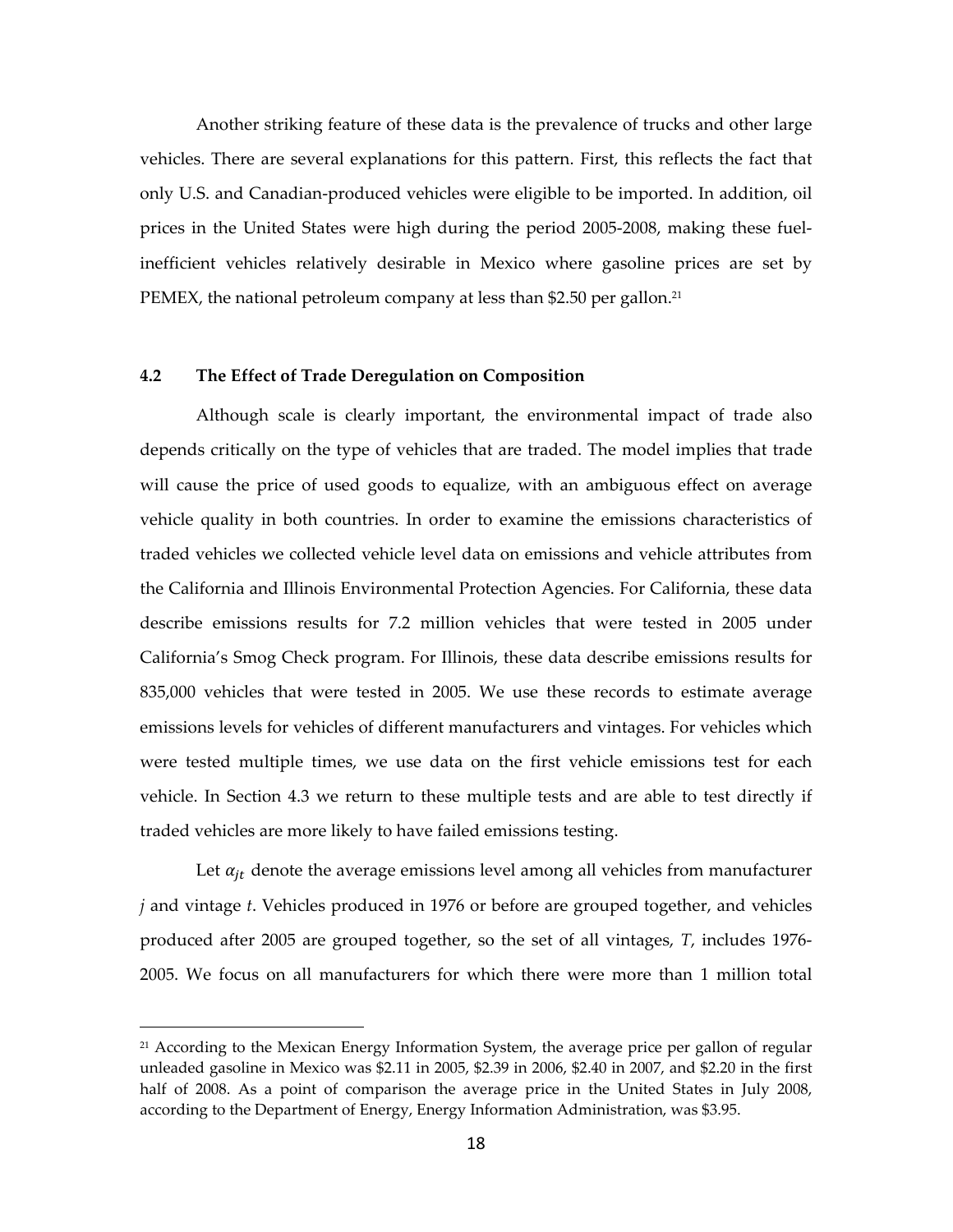Another striking feature of these data is the prevalence of trucks and other large vehicles. There are several explanations for this pattern. First, this reflects the fact that only U.S. and Canadian-produced vehicles were eligible to be imported. In addition, oil prices in the United States were high during the period 2005-2008, making these fuel-inefficient vehicles relatively desirable in Mexico where gasoline prices are set by PEMEX, the national petroleum company at less than \$2.50 per gallon.[21]

### 4.2 The Effect of Trade Deregulation on Composition

Although scale is clearly important, the environmental impact of trade also depends critically on the type of vehicles that are traded. The model implies that trade will cause the price of used goods to equalize, with an ambiguous effect on average vehicle quality in both countries. In order to examine the emissions characteristics of traded vehicles we collected vehicle level data on emissions and vehicle attributes from the California and Illinois Environmental Protection Agencies. For California, these data describe emissions results for 7.2 million vehicles that were tested in 2005 under California's Smog Check program. For Illinois, these data describe emissions results for 835,000 vehicles that were tested in 2005. We use these records to estimate average emissions levels for vehicles of different manufacturers and vintages. For vehicles which were tested multiple times, we use data on the first vehicle emissions test for each vehicle. In Section 4.3 we return to these multiple tests and are able to test directly if traded vehicles are more likely to have failed emissions testing.

Let $\alpha_{jt}$ denote the average emissions level among all vehicles from manufacturer *j* and vintage *t*. Vehicles produced in 1976 or before are grouped together, and vehicles produced after 2005 are grouped together, so the set of all vintages, *T*, includes 1976-2005. We focus on all manufacturers for which there were more than 1 million total

[21] According to the Mexican Energy Information System, the average price per gallon of regular unleaded gasoline in Mexico was \$2.11 in 2005, \$2.39 in 2006, \$2.40 in 2007, and \$2.20 in the first half of 2008. As a point of comparison the average price in the United States in July 2008, according to the Department of Energy, Energy Information Administration, was \$3.95.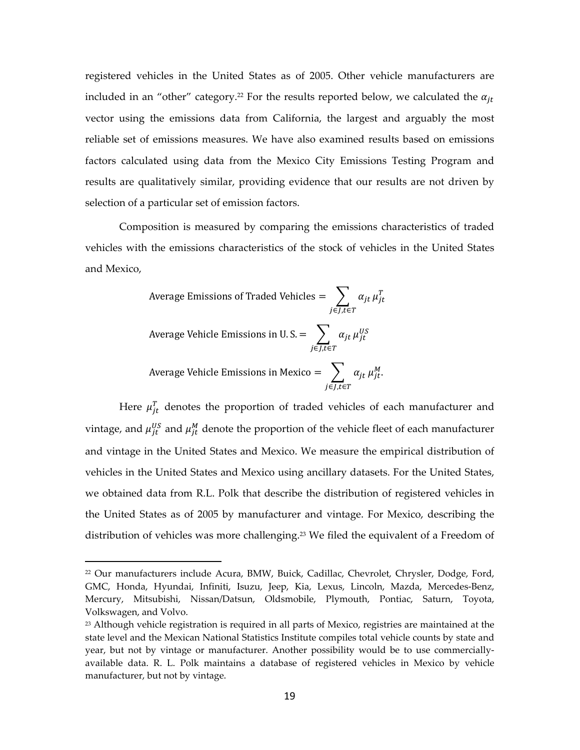registered vehicles in the United States as of 2005. Other vehicle manufacturers are included in an "other" category.[22] For the results reported below, we calculated the $\alpha_{jt}$ vector using the emissions data from California, the largest and arguably the most reliable set of emissions measures. We have also examined results based on emissions factors calculated using data from the Mexico City Emissions Testing Program and results are qualitatively similar, providing evidence that our results are not driven by selection of a particular set of emission factors.

Composition is measured by comparing the emissions characteristics of traded vehicles with the emissions characteristics of the stock of vehicles in the United States and Mexico,

$$\text{Average Emissions of Traded Vehicles} = \sum_{j \in J, t \in T} \alpha_{jt} \, \mu_{jt}^{T}$$

$$\text{Average Vehicle Emissions in U.S.} = \sum_{j \in J, t \in T} \alpha_{jt} \, \mu_{jt}^{US}$$

$$\text{Average Vehicle Emissions in Mexico} = \sum_{j \in J, t \in T} \alpha_{jt} \, \mu_{jt}^{M}.$$

Here $\mu_{jt}^{T}$ denotes the proportion of traded vehicles of each manufacturer and vintage, and $\mu_{jt}^{US}$ and $\mu_{jt}^{M}$ denote the proportion of the vehicle fleet of each manufacturer and vintage in the United States and Mexico. We measure the empirical distribution of vehicles in the United States and Mexico using ancillary datasets. For the United States, we obtained data from R.L. Polk that describe the distribution of registered vehicles in the United States as of 2005 by manufacturer and vintage. For Mexico, describing the distribution of vehicles was more challenging.[23] We filed the equivalent of a Freedom of

---

[22] Our manufacturers include Acura, BMW, Buick, Cadillac, Chevrolet, Chrysler, Dodge, Ford, GMC, Honda, Hyundai, Infiniti, Isuzu, Jeep, Kia, Lexus, Lincoln, Mazda, Mercedes-Benz, Mercury, Mitsubishi, Nissan/Datsun, Oldsmobile, Plymouth, Pontiac, Saturn, Toyota, Volkswagen, and Volvo.

[23] Although vehicle registration is required in all parts of Mexico, registries are maintained at the state level and the Mexican National Statistics Institute compiles total vehicle counts by state and year, but not by vintage or manufacturer. Another possibility would be to use commercially-available data. R. L. Polk maintains a database of registered vehicles in Mexico by vehicle manufacturer, but not by vintage.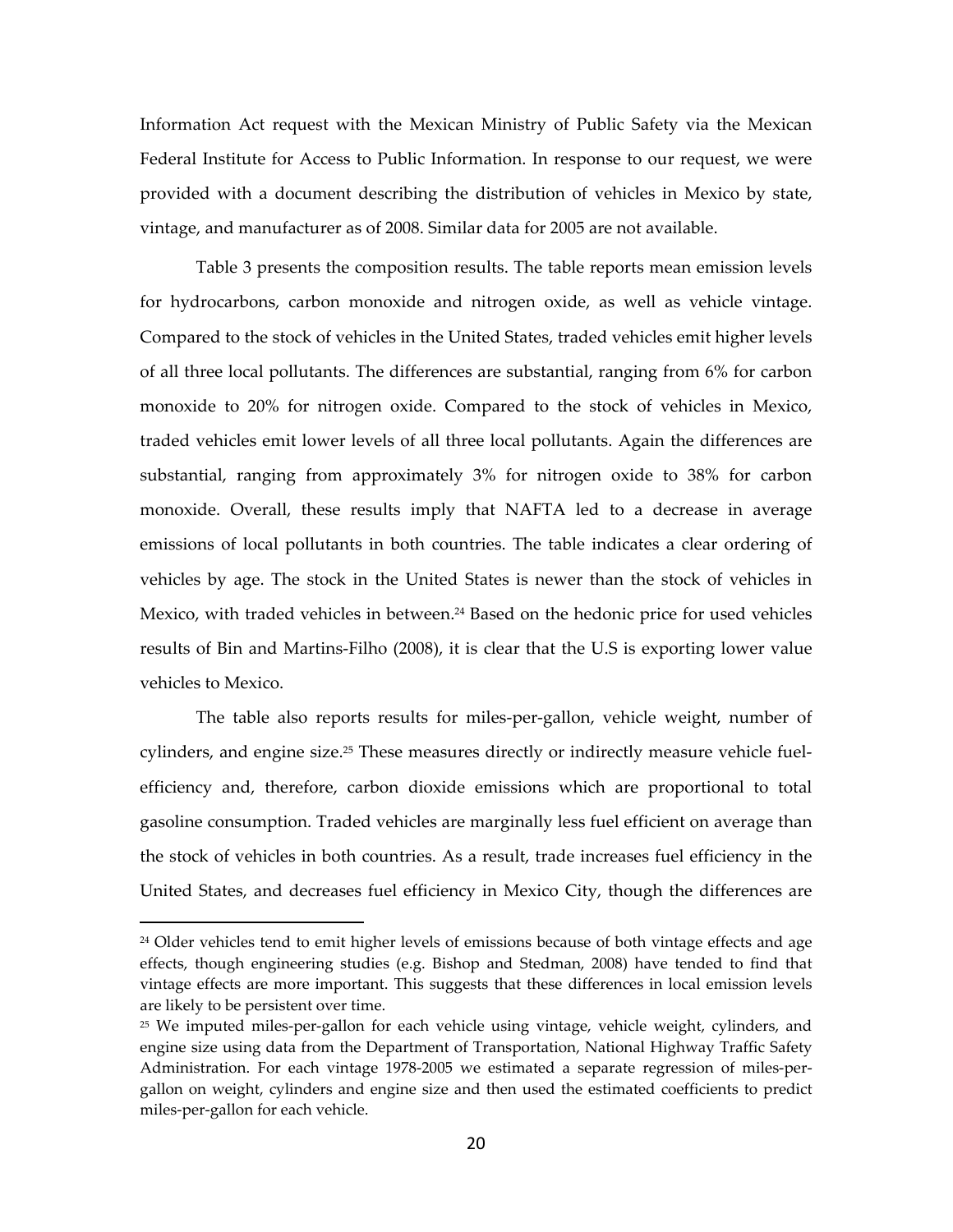Information Act request with the Mexican Ministry of Public Safety via the Mexican Federal Institute for Access to Public Information. In response to our request, we were provided with a document describing the distribution of vehicles in Mexico by state, vintage, and manufacturer as of 2008. Similar data for 2005 are not available.

Table 3 presents the composition results. The table reports mean emission levels for hydrocarbons, carbon monoxide and nitrogen oxide, as well as vehicle vintage. Compared to the stock of vehicles in the United States, traded vehicles emit higher levels of all three local pollutants. The differences are substantial, ranging from 6% for carbon monoxide to 20% for nitrogen oxide. Compared to the stock of vehicles in Mexico, traded vehicles emit lower levels of all three local pollutants. Again the differences are substantial, ranging from approximately 3% for nitrogen oxide to 38% for carbon monoxide. Overall, these results imply that NAFTA led to a decrease in average emissions of local pollutants in both countries. The table indicates a clear ordering of vehicles by age. The stock in the United States is newer than the stock of vehicles in Mexico, with traded vehicles in between.[24] Based on the hedonic price for used vehicles results of Bin and Martins-Filho (2008), it is clear that the U.S is exporting lower value vehicles to Mexico.

The table also reports results for miles-per-gallon, vehicle weight, number of cylinders, and engine size.[25] These measures directly or indirectly measure vehicle fuel-efficiency and, therefore, carbon dioxide emissions which are proportional to total gasoline consumption. Traded vehicles are marginally less fuel efficient on average than the stock of vehicles in both countries. As a result, trade increases fuel efficiency in the United States, and decreases fuel efficiency in Mexico City, though the differences are

[24] Older vehicles tend to emit higher levels of emissions because of both vintage effects and age effects, though engineering studies (e.g. Bishop and Stedman, 2008) have tended to find that vintage effects are more important. This suggests that these differences in local emission levels are likely to be persistent over time.

[25] We imputed miles-per-gallon for each vehicle using vintage, vehicle weight, cylinders, and engine size using data from the Department of Transportation, National Highway Traffic Safety Administration. For each vintage 1978-2005 we estimated a separate regression of miles-per-gallon on weight, cylinders and engine size and then used the estimated coefficients to predict miles-per-gallon for each vehicle.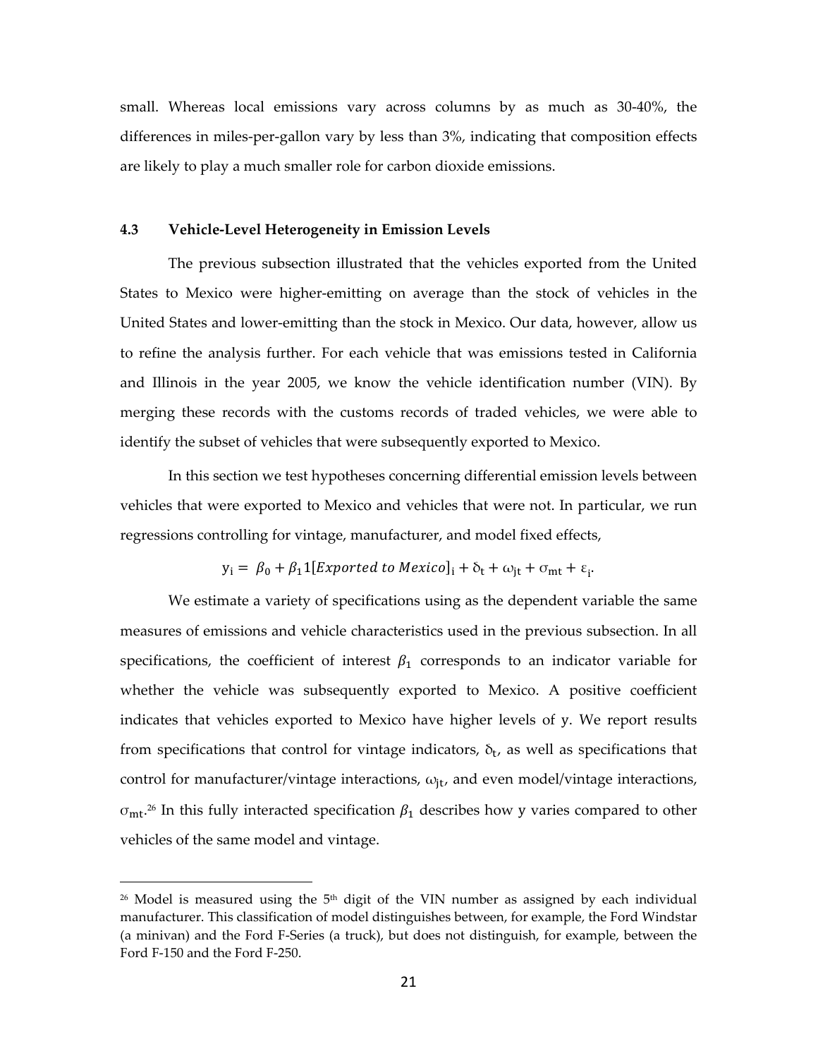small. Whereas local emissions vary across columns by as much as 30-40%, the differences in miles-per-gallon vary by less than 3%, indicating that composition effects are likely to play a much smaller role for carbon dioxide emissions.

### 4.3 Vehicle-Level Heterogeneity in Emission Levels

The previous subsection illustrated that the vehicles exported from the United States to Mexico were higher-emitting on average than the stock of vehicles in the United States and lower-emitting than the stock in Mexico. Our data, however, allow us to refine the analysis further. For each vehicle that was emissions tested in California and Illinois in the year 2005, we know the vehicle identification number (VIN). By merging these records with the customs records of traded vehicles, we were able to identify the subset of vehicles that were subsequently exported to Mexico.

In this section we test hypotheses concerning differential emission levels between vehicles that were exported to Mexico and vehicles that were not. In particular, we run regressions controlling for vintage, manufacturer, and model fixed effects,

$$y_i = \beta_0 + \beta_1 1[Exported\ to\ Mexico]_i + \delta_t + \omega_{jt} + \sigma_{mt} + \varepsilon_i.$$

We estimate a variety of specifications using as the dependent variable the same measures of emissions and vehicle characteristics used in the previous subsection. In all specifications, the coefficient of interest $\beta_1$ corresponds to an indicator variable for whether the vehicle was subsequently exported to Mexico. A positive coefficient indicates that vehicles exported to Mexico have higher levels of $y$. We report results from specifications that control for vintage indicators, $\delta_t$, as well as specifications that control for manufacturer/vintage interactions, $\omega_{jt}$, and even model/vintage interactions, $\sigma_{mt}$.[26] In this fully interacted specification $\beta_1$ describes how $y$ varies compared to other vehicles of the same model and vintage.

[26] Model is measured using the 5th digit of the VIN number as assigned by each individual manufacturer. This classification of model distinguishes between, for example, the Ford Windstar (a minivan) and the Ford F-Series (a truck), but does not distinguish, for example, between the Ford F-150 and the Ford F-250.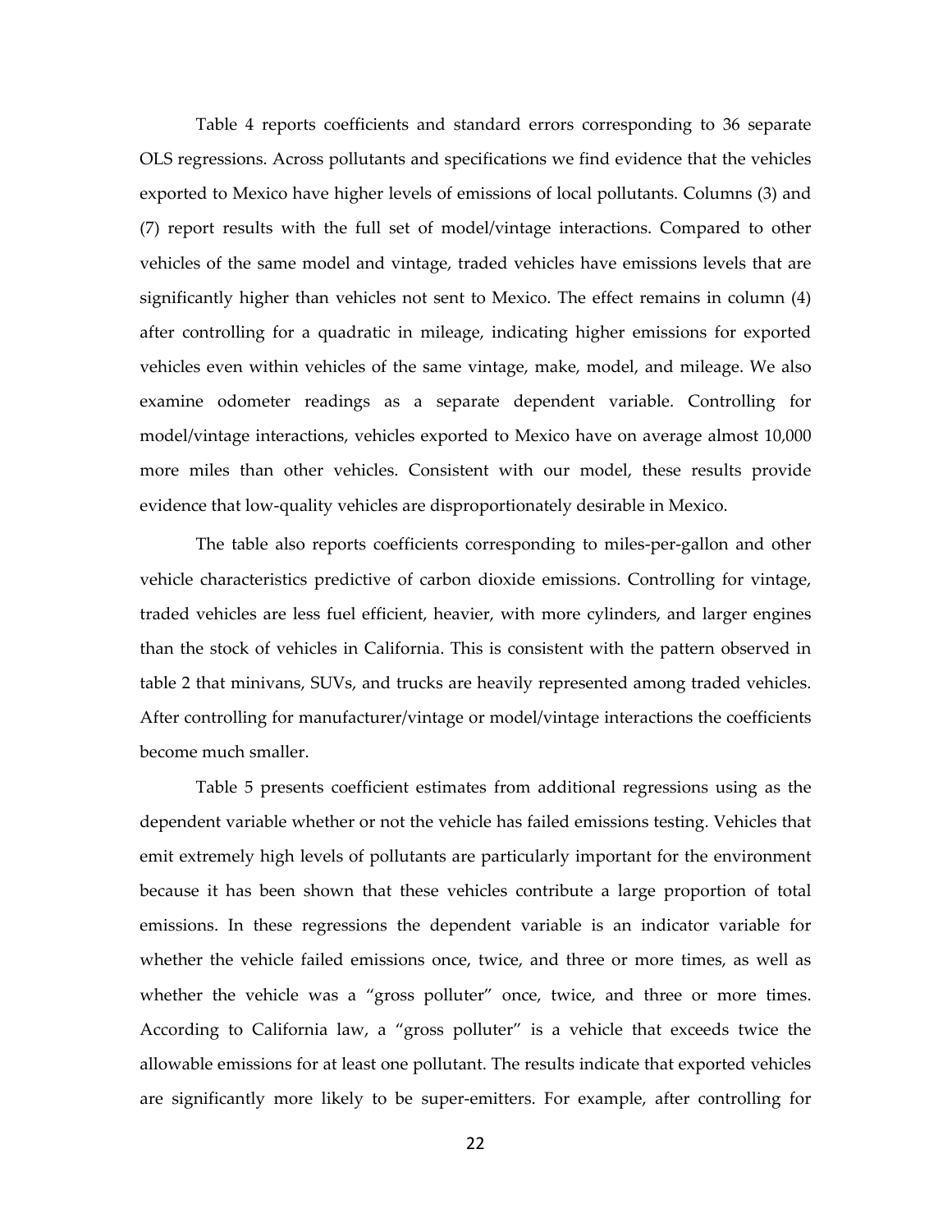Table 4 reports coefficients and standard errors corresponding to 36 separate OLS regressions. Across pollutants and specifications we find evidence that the vehicles exported to Mexico have higher levels of emissions of local pollutants. Columns (3) and (7) report results with the full set of model/vintage interactions. Compared to other vehicles of the same model and vintage, traded vehicles have emissions levels that are significantly higher than vehicles not sent to Mexico. The effect remains in column (4) after controlling for a quadratic in mileage, indicating higher emissions for exported vehicles even within vehicles of the same vintage, make, model, and mileage. We also examine odometer readings as a separate dependent variable. Controlling for model/vintage interactions, vehicles exported to Mexico have on average almost 10,000 more miles than other vehicles. Consistent with our model, these results provide evidence that low-quality vehicles are disproportionately desirable in Mexico.

The table also reports coefficients corresponding to miles-per-gallon and other vehicle characteristics predictive of carbon dioxide emissions. Controlling for vintage, traded vehicles are less fuel efficient, heavier, with more cylinders, and larger engines than the stock of vehicles in California. This is consistent with the pattern observed in table 2 that minivans, SUVs, and trucks are heavily represented among traded vehicles. After controlling for manufacturer/vintage or model/vintage interactions the coefficients become much smaller.

Table 5 presents coefficient estimates from additional regressions using as the dependent variable whether or not the vehicle has failed emissions testing. Vehicles that emit extremely high levels of pollutants are particularly important for the environment because it has been shown that these vehicles contribute a large proportion of total emissions. In these regressions the dependent variable is an indicator variable for whether the vehicle failed emissions once, twice, and three or more times, as well as whether the vehicle was a "gross polluter" once, twice, and three or more times. According to California law, a "gross polluter" is a vehicle that exceeds twice the allowable emissions for at least one pollutant. The results indicate that exported vehicles are significantly more likely to be super-emitters. For example, after controlling for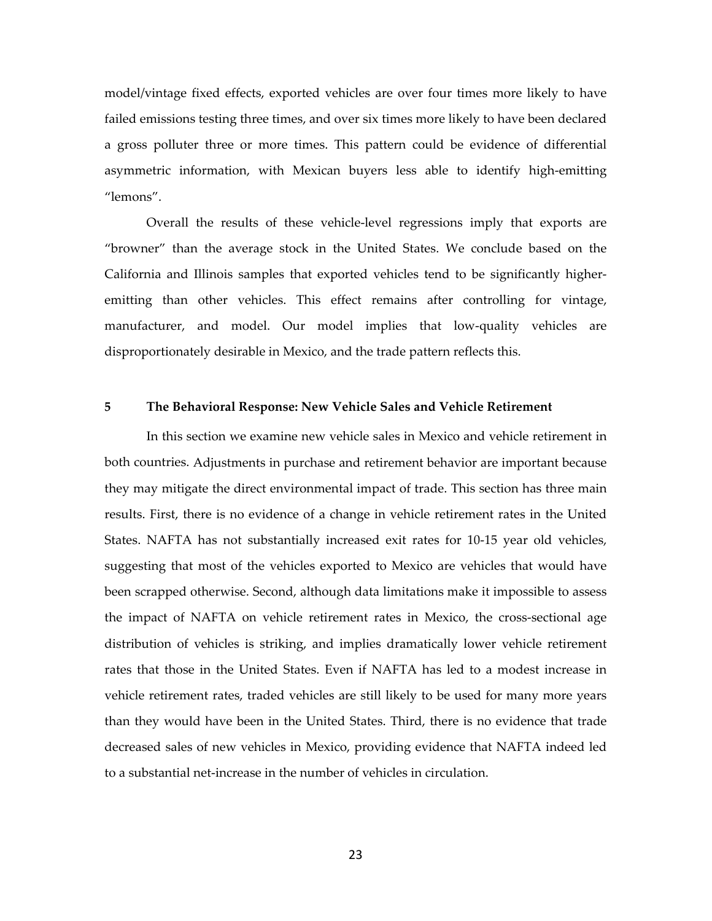model/vintage fixed effects, exported vehicles are over four times more likely to have failed emissions testing three times, and over six times more likely to have been declared a gross polluter three or more times. This pattern could be evidence of differential asymmetric information, with Mexican buyers less able to identify high-emitting "lemons".

Overall the results of these vehicle-level regressions imply that exports are "browner" than the average stock in the United States. We conclude based on the California and Illinois samples that exported vehicles tend to be significantly higher-emitting than other vehicles. This effect remains after controlling for vintage, manufacturer, and model. Our model implies that low-quality vehicles are disproportionately desirable in Mexico, and the trade pattern reflects this.

## 5 The Behavioral Response: New Vehicle Sales and Vehicle Retirement

In this section we examine new vehicle sales in Mexico and vehicle retirement in both countries. Adjustments in purchase and retirement behavior are important because they may mitigate the direct environmental impact of trade. This section has three main results. First, there is no evidence of a change in vehicle retirement rates in the United States. NAFTA has not substantially increased exit rates for 10-15 year old vehicles, suggesting that most of the vehicles exported to Mexico are vehicles that would have been scrapped otherwise. Second, although data limitations make it impossible to assess the impact of NAFTA on vehicle retirement rates in Mexico, the cross-sectional age distribution of vehicles is striking, and implies dramatically lower vehicle retirement rates that those in the United States. Even if NAFTA has led to a modest increase in vehicle retirement rates, traded vehicles are still likely to be used for many more years than they would have been in the United States. Third, there is no evidence that trade decreased sales of new vehicles in Mexico, providing evidence that NAFTA indeed led to a substantial net-increase in the number of vehicles in circulation.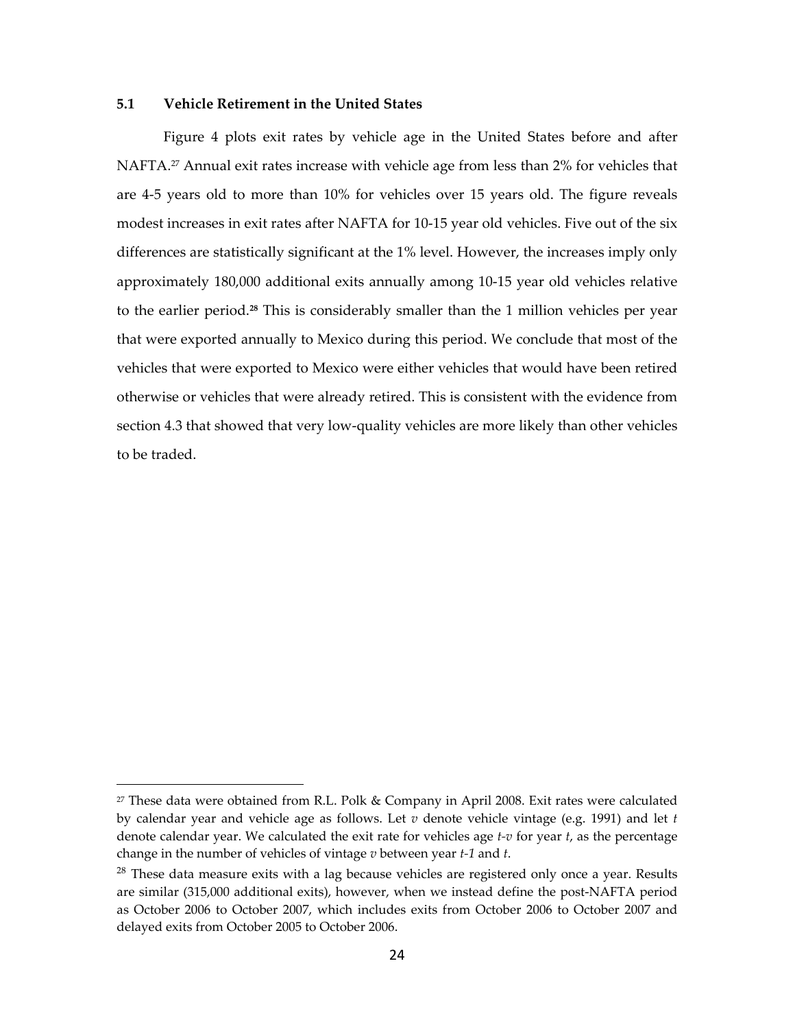### 5.1 Vehicle Retirement in the United States

Figure 4 plots exit rates by vehicle age in the United States before and after NAFTA.[27] Annual exit rates increase with vehicle age from less than 2% for vehicles that are 4-5 years old to more than 10% for vehicles over 15 years old. The figure reveals modest increases in exit rates after NAFTA for 10-15 year old vehicles. Five out of the six differences are statistically significant at the 1% level. However, the increases imply only approximately 180,000 additional exits annually among 10-15 year old vehicles relative to the earlier period.[28] This is considerably smaller than the 1 million vehicles per year that were exported annually to Mexico during this period. We conclude that most of the vehicles that were exported to Mexico were either vehicles that would have been retired otherwise or vehicles that were already retired. This is consistent with the evidence from section 4.3 that showed that very low-quality vehicles are more likely than other vehicles to be traded.

---

[27] These data were obtained from R.L. Polk & Company in April 2008. Exit rates were calculated by calendar year and vehicle age as follows. Let $v$ denote vehicle vintage (e.g. 1991) and let $t$ denote calendar year. We calculated the exit rate for vehicles age $t$-$v$ for year $t$, as the percentage change in the number of vehicles of vintage $v$ between year $t$-$1$ and $t$.

[28] These data measure exits with a lag because vehicles are registered only once a year. Results are similar (315,000 additional exits), however, when we instead define the post-NAFTA period as October 2006 to October 2007, which includes exits from October 2006 to October 2007 and delayed exits from October 2005 to October 2006.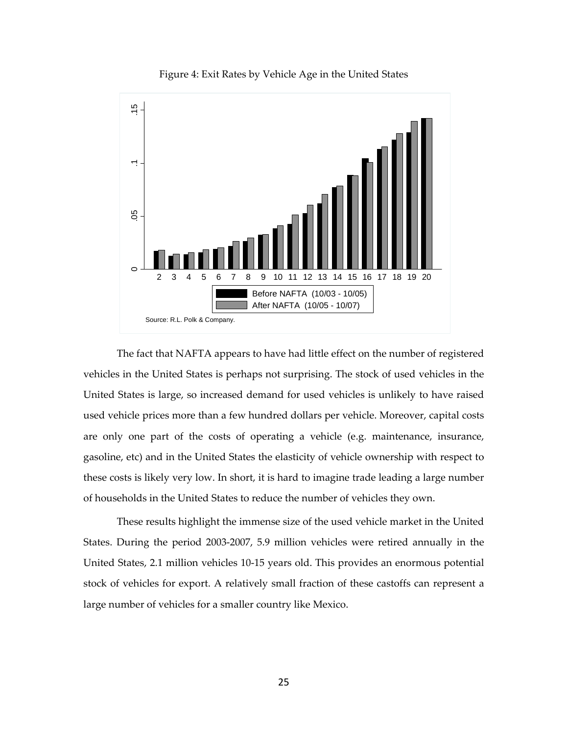Figure 4: Exit Rates by Vehicle Age in the United States

Source: R.L. Polk & Company.

The fact that NAFTA appears to have had little effect on the number of registered vehicles in the United States is perhaps not surprising. The stock of used vehicles in the United States is large, so increased demand for used vehicles is unlikely to have raised used vehicle prices more than a few hundred dollars per vehicle. Moreover, capital costs are only one part of the costs of operating a vehicle (e.g. maintenance, insurance, gasoline, etc) and in the United States the elasticity of vehicle ownership with respect to these costs is likely very low. In short, it is hard to imagine trade leading a large number of households in the United States to reduce the number of vehicles they own.

These results highlight the immense size of the used vehicle market in the United States. During the period 2003-2007, 5.9 million vehicles were retired annually in the United States, 2.1 million vehicles 10-15 years old. This provides an enormous potential stock of vehicles for export. A relatively small fraction of these castoffs can represent a large number of vehicles for a smaller country like Mexico.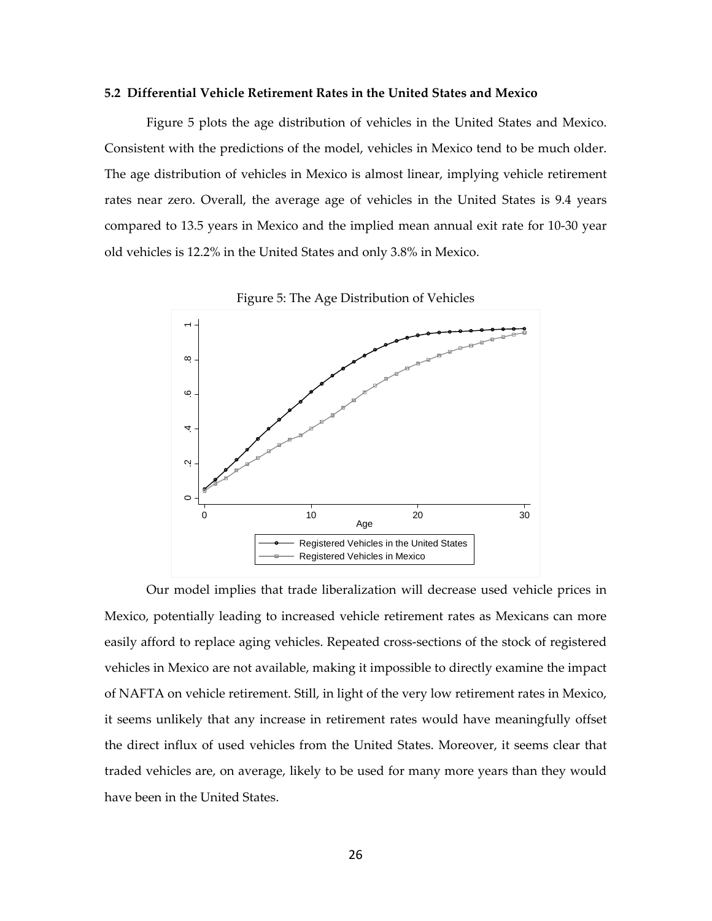### 5.2 Differential Vehicle Retirement Rates in the United States and Mexico

Figure 5 plots the age distribution of vehicles in the United States and Mexico. Consistent with the predictions of the model, vehicles in Mexico tend to be much older. The age distribution of vehicles in Mexico is almost linear, implying vehicle retirement rates near zero. Overall, the average age of vehicles in the United States is 9.4 years compared to 13.5 years in Mexico and the implied mean annual exit rate for 10-30 year old vehicles is 12.2% in the United States and only 3.8% in Mexico.

Figure 5: The Age Distribution of Vehicles

Our model implies that trade liberalization will decrease used vehicle prices in Mexico, potentially leading to increased vehicle retirement rates as Mexicans can more easily afford to replace aging vehicles. Repeated cross-sections of the stock of registered vehicles in Mexico are not available, making it impossible to directly examine the impact of NAFTA on vehicle retirement. Still, in light of the very low retirement rates in Mexico, it seems unlikely that any increase in retirement rates would have meaningfully offset the direct influx of used vehicles from the United States. Moreover, it seems clear that traded vehicles are, on average, likely to be used for many more years than they would have been in the United States.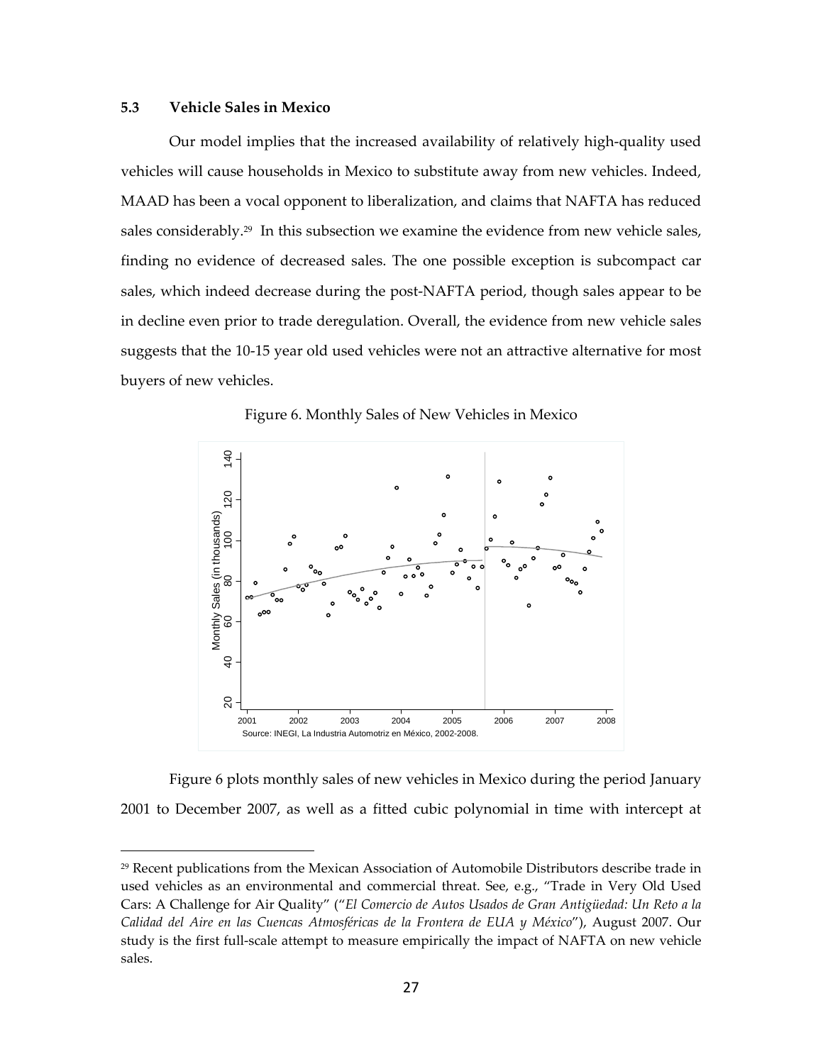### 5.3 Vehicle Sales in Mexico

Our model implies that the increased availability of relatively high-quality used vehicles will cause households in Mexico to substitute away from new vehicles. Indeed, MAAD has been a vocal opponent to liberalization, and claims that NAFTA has reduced sales considerably.[29] In this subsection we examine the evidence from new vehicle sales, finding no evidence of decreased sales. The one possible exception is subcompact car sales, which indeed decrease during the post-NAFTA period, though sales appear to be in decline even prior to trade deregulation. Overall, the evidence from new vehicle sales suggests that the 10-15 year old used vehicles were not an attractive alternative for most buyers of new vehicles.

Figure 6. Monthly Sales of New Vehicles in Mexico

Source: INEGI, La Industria Automotriz en México, 2002-2008.

Figure 6 plots monthly sales of new vehicles in Mexico during the period January 2001 to December 2007, as well as a fitted cubic polynomial in time with intercept at

[29] Recent publications from the Mexican Association of Automobile Distributors describe trade in used vehicles as an environmental and commercial threat. See, e.g., "Trade in Very Old Used Cars: A Challenge for Air Quality" ("*El Comercio de Autos Usados de Gran Antigüedad: Un Reto a la Calidad del Aire en las Cuencas Atmosféricas de la Frontera de EUA y México*"), August 2007. Our study is the first full-scale attempt to measure empirically the impact of NAFTA on new vehicle sales.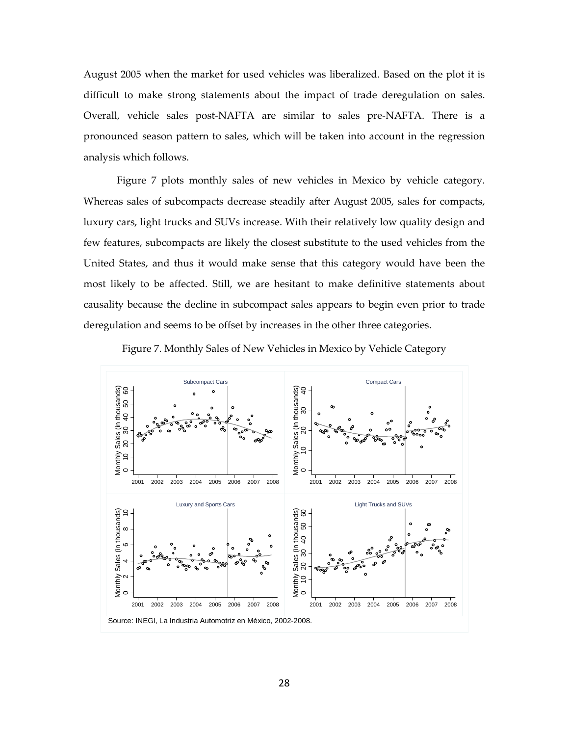August 2005 when the market for used vehicles was liberalized. Based on the plot it is difficult to make strong statements about the impact of trade deregulation on sales. Overall, vehicle sales post-NAFTA are similar to sales pre-NAFTA. There is a pronounced season pattern to sales, which will be taken into account in the regression analysis which follows.

Figure 7 plots monthly sales of new vehicles in Mexico by vehicle category. Whereas sales of subcompacts decrease steadily after August 2005, sales for compacts, luxury cars, light trucks and SUVs increase. With their relatively low quality design and few features, subcompacts are likely the closest substitute to the used vehicles from the United States, and thus it would make sense that this category would have been the most likely to be affected. Still, we are hesitant to make definitive statements about causality because the decline in subcompact sales appears to begin even prior to trade deregulation and seems to be offset by increases in the other three categories.

Figure 7. Monthly Sales of New Vehicles in Mexico by Vehicle Category

Source: INEGI, La Industria Automotriz en México, 2002-2008.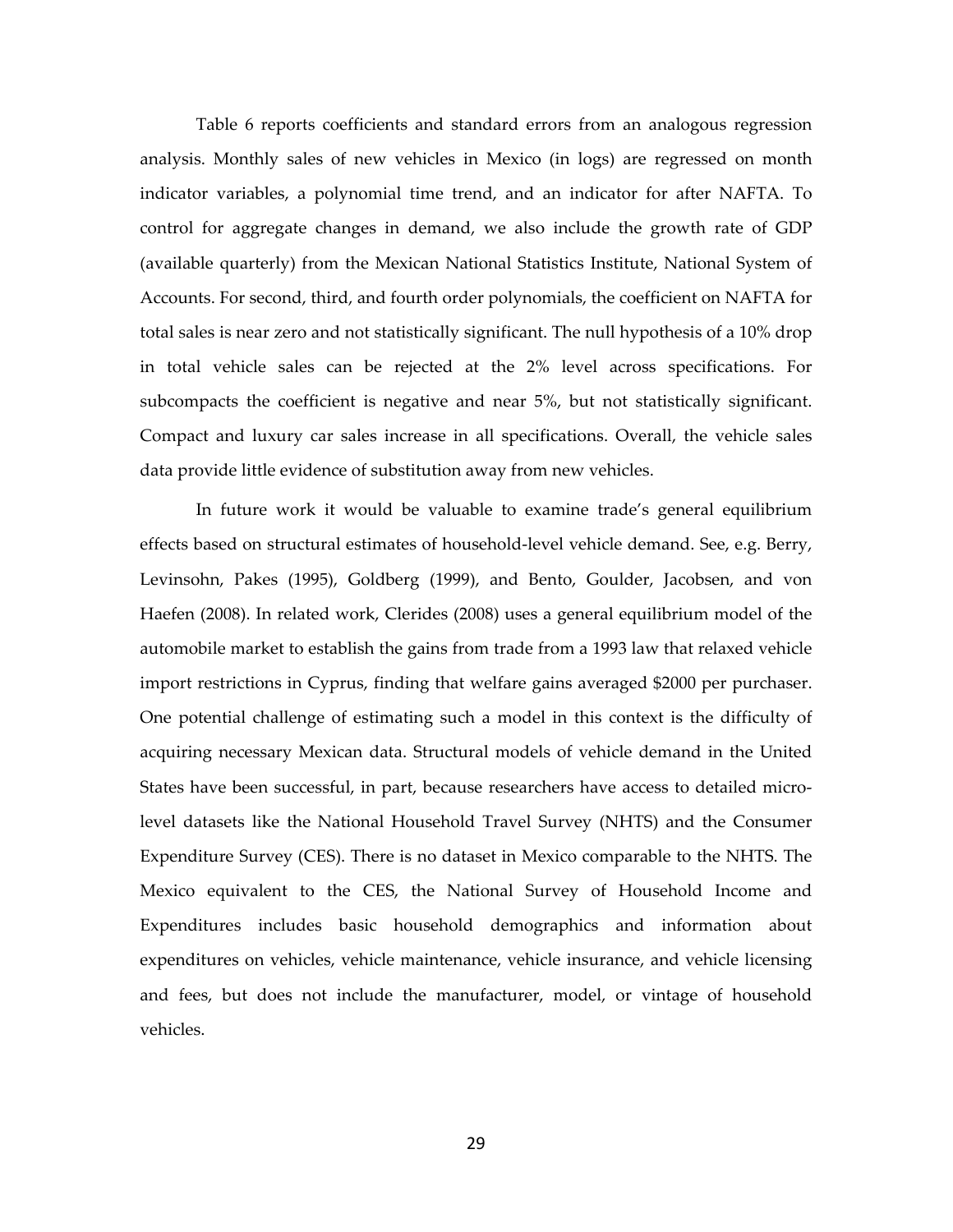Table 6 reports coefficients and standard errors from an analogous regression analysis. Monthly sales of new vehicles in Mexico (in logs) are regressed on month indicator variables, a polynomial time trend, and an indicator for after NAFTA. To control for aggregate changes in demand, we also include the growth rate of GDP (available quarterly) from the Mexican National Statistics Institute, National System of Accounts. For second, third, and fourth order polynomials, the coefficient on NAFTA for total sales is near zero and not statistically significant. The null hypothesis of a 10% drop in total vehicle sales can be rejected at the 2% level across specifications. For subcompacts the coefficient is negative and near 5%, but not statistically significant. Compact and luxury car sales increase in all specifications. Overall, the vehicle sales data provide little evidence of substitution away from new vehicles.

In future work it would be valuable to examine trade's general equilibrium effects based on structural estimates of household-level vehicle demand. See, e.g. Berry, Levinsohn, Pakes (1995), Goldberg (1999), and Bento, Goulder, Jacobsen, and von Haefen (2008). In related work, Clerides (2008) uses a general equilibrium model of the automobile market to establish the gains from trade from a 1993 law that relaxed vehicle import restrictions in Cyprus, finding that welfare gains averaged $2000 per purchaser. One potential challenge of estimating such a model in this context is the difficulty of acquiring necessary Mexican data. Structural models of vehicle demand in the United States have been successful, in part, because researchers have access to detailed micro-level datasets like the National Household Travel Survey (NHTS) and the Consumer Expenditure Survey (CES). There is no dataset in Mexico comparable to the NHTS. The Mexico equivalent to the CES, the National Survey of Household Income and Expenditures includes basic household demographics and information about expenditures on vehicles, vehicle maintenance, vehicle insurance, and vehicle licensing and fees, but does not include the manufacturer, model, or vintage of household vehicles.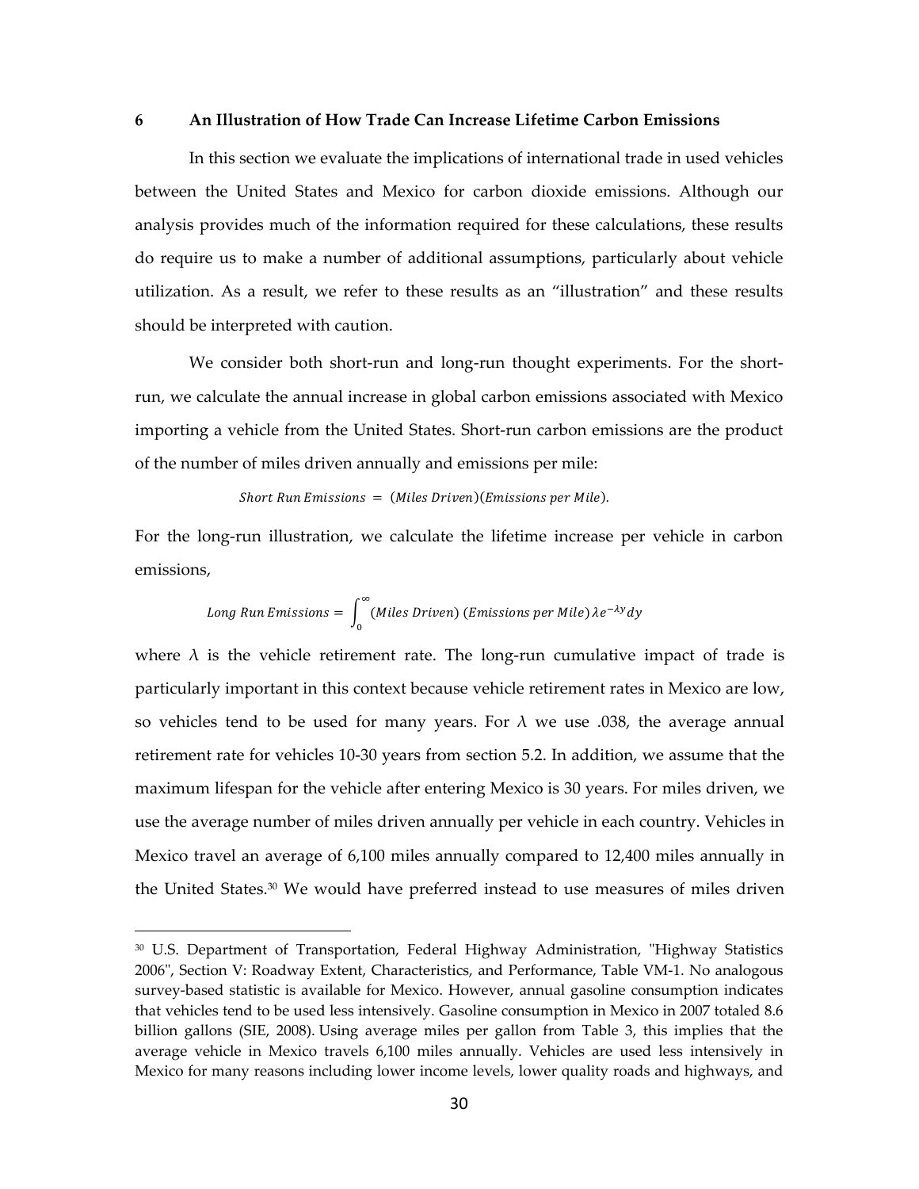# 6 An Illustration of How Trade Can Increase Lifetime Carbon Emissions

In this section we evaluate the implications of international trade in used vehicles between the United States and Mexico for carbon dioxide emissions. Although our analysis provides much of the information required for these calculations, these results do require us to make a number of additional assumptions, particularly about vehicle utilization. As a result, we refer to these results as an "illustration" and these results should be interpreted with caution.

We consider both short-run and long-run thought experiments. For the short-run, we calculate the annual increase in global carbon emissions associated with Mexico importing a vehicle from the United States. Short-run carbon emissions are the product of the number of miles driven annually and emissions per mile:

$$Short\ Run\ Emissions\ =\ (Miles\ Driven)(Emissions\ per\ Mile).$$

For the long-run illustration, we calculate the lifetime increase per vehicle in carbon emissions,

$$Long\ Run\ Emissions = \int_0^{\infty} (Miles\ Driven)\ (Emissions\ per\ Mile)\,\lambda e^{-\lambda y} dy$$

where $\lambda$ is the vehicle retirement rate. The long-run cumulative impact of trade is particularly important in this context because vehicle retirement rates in Mexico are low, so vehicles tend to be used for many years. For $\lambda$ we use .038, the average annual retirement rate for vehicles 10-30 years from section 5.2. In addition, we assume that the maximum lifespan for the vehicle after entering Mexico is 30 years. For miles driven, we use the average number of miles driven annually per vehicle in each country. Vehicles in Mexico travel an average of 6,100 miles annually compared to 12,400 miles annually in the United States.[30] We would have preferred instead to use measures of miles driven

---

[30] U.S. Department of Transportation, Federal Highway Administration, "Highway Statistics 2006", Section V: Roadway Extent, Characteristics, and Performance, Table VM-1. No analogous survey-based statistic is available for Mexico. However, annual gasoline consumption indicates that vehicles tend to be used less intensively. Gasoline consumption in Mexico in 2007 totaled 8.6 billion gallons (SIE, 2008). Using average miles per gallon from Table 3, this implies that the average vehicle in Mexico travels 6,100 miles annually. Vehicles are used less intensively in Mexico for many reasons including lower income levels, lower quality roads and highways, and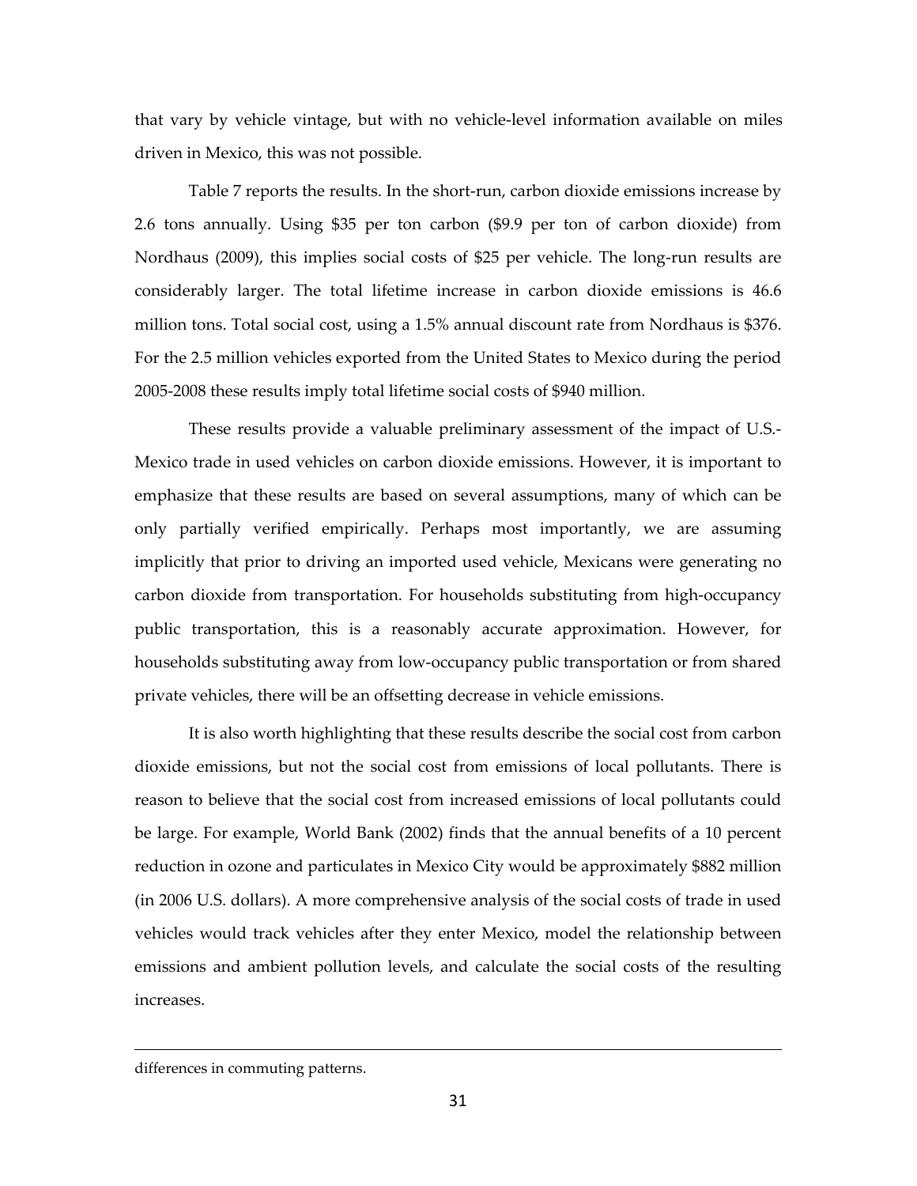that vary by vehicle vintage, but with no vehicle-level information available on miles driven in Mexico, this was not possible.

Table 7 reports the results. In the short-run, carbon dioxide emissions increase by 2.6 tons annually. Using \$35 per ton carbon (\$9.9 per ton of carbon dioxide) from Nordhaus (2009), this implies social costs of \$25 per vehicle. The long-run results are considerably larger. The total lifetime increase in carbon dioxide emissions is 46.6 million tons. Total social cost, using a 1.5% annual discount rate from Nordhaus is \$376. For the 2.5 million vehicles exported from the United States to Mexico during the period 2005-2008 these results imply total lifetime social costs of \$940 million.

These results provide a valuable preliminary assessment of the impact of U.S.-Mexico trade in used vehicles on carbon dioxide emissions. However, it is important to emphasize that these results are based on several assumptions, many of which can be only partially verified empirically. Perhaps most importantly, we are assuming implicitly that prior to driving an imported used vehicle, Mexicans were generating no carbon dioxide from transportation. For households substituting from high-occupancy public transportation, this is a reasonably accurate approximation. However, for households substituting away from low-occupancy public transportation or from shared private vehicles, there will be an offsetting decrease in vehicle emissions.

It is also worth highlighting that these results describe the social cost from carbon dioxide emissions, but not the social cost from emissions of local pollutants. There is reason to believe that the social cost from increased emissions of local pollutants could be large. For example, World Bank (2002) finds that the annual benefits of a 10 percent reduction in ozone and particulates in Mexico City would be approximately \$882 million (in 2006 U.S. dollars). A more comprehensive analysis of the social costs of trade in used vehicles would track vehicles after they enter Mexico, model the relationship between emissions and ambient pollution levels, and calculate the social costs of the resulting increases.

---

differences in commuting patterns.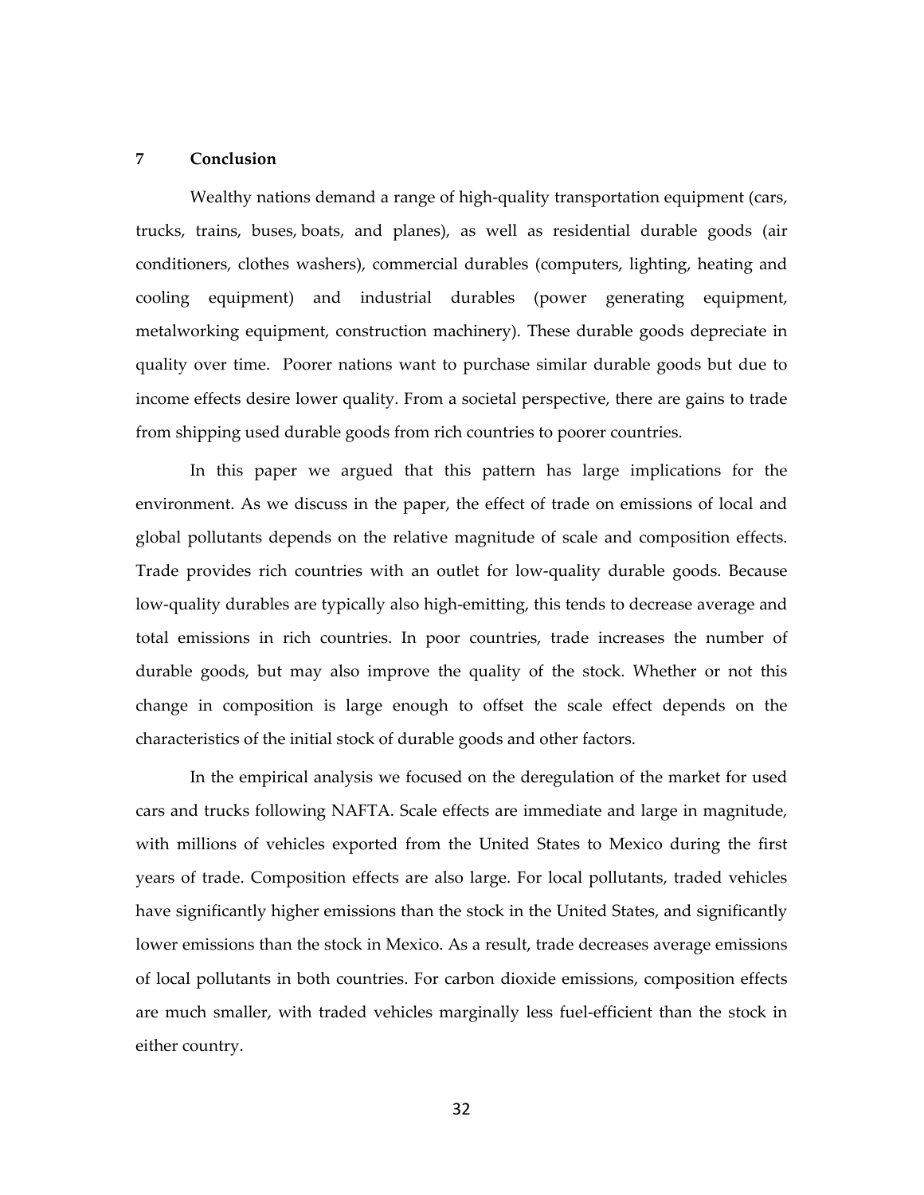## 7 Conclusion

Wealthy nations demand a range of high-quality transportation equipment (cars, trucks, trains, buses, boats, and planes), as well as residential durable goods (air conditioners, clothes washers), commercial durables (computers, lighting, heating and cooling equipment) and industrial durables (power generating equipment, metalworking equipment, construction machinery). These durable goods depreciate in quality over time. Poorer nations want to purchase similar durable goods but due to income effects desire lower quality. From a societal perspective, there are gains to trade from shipping used durable goods from rich countries to poorer countries.

In this paper we argued that this pattern has large implications for the environment. As we discuss in the paper, the effect of trade on emissions of local and global pollutants depends on the relative magnitude of scale and composition effects. Trade provides rich countries with an outlet for low-quality durable goods. Because low-quality durables are typically also high-emitting, this tends to decrease average and total emissions in rich countries. In poor countries, trade increases the number of durable goods, but may also improve the quality of the stock. Whether or not this change in composition is large enough to offset the scale effect depends on the characteristics of the initial stock of durable goods and other factors.

In the empirical analysis we focused on the deregulation of the market for used cars and trucks following NAFTA. Scale effects are immediate and large in magnitude, with millions of vehicles exported from the United States to Mexico during the first years of trade. Composition effects are also large. For local pollutants, traded vehicles have significantly higher emissions than the stock in the United States, and significantly lower emissions than the stock in Mexico. As a result, trade decreases average emissions of local pollutants in both countries. For carbon dioxide emissions, composition effects are much smaller, with traded vehicles marginally less fuel-efficient than the stock in either country.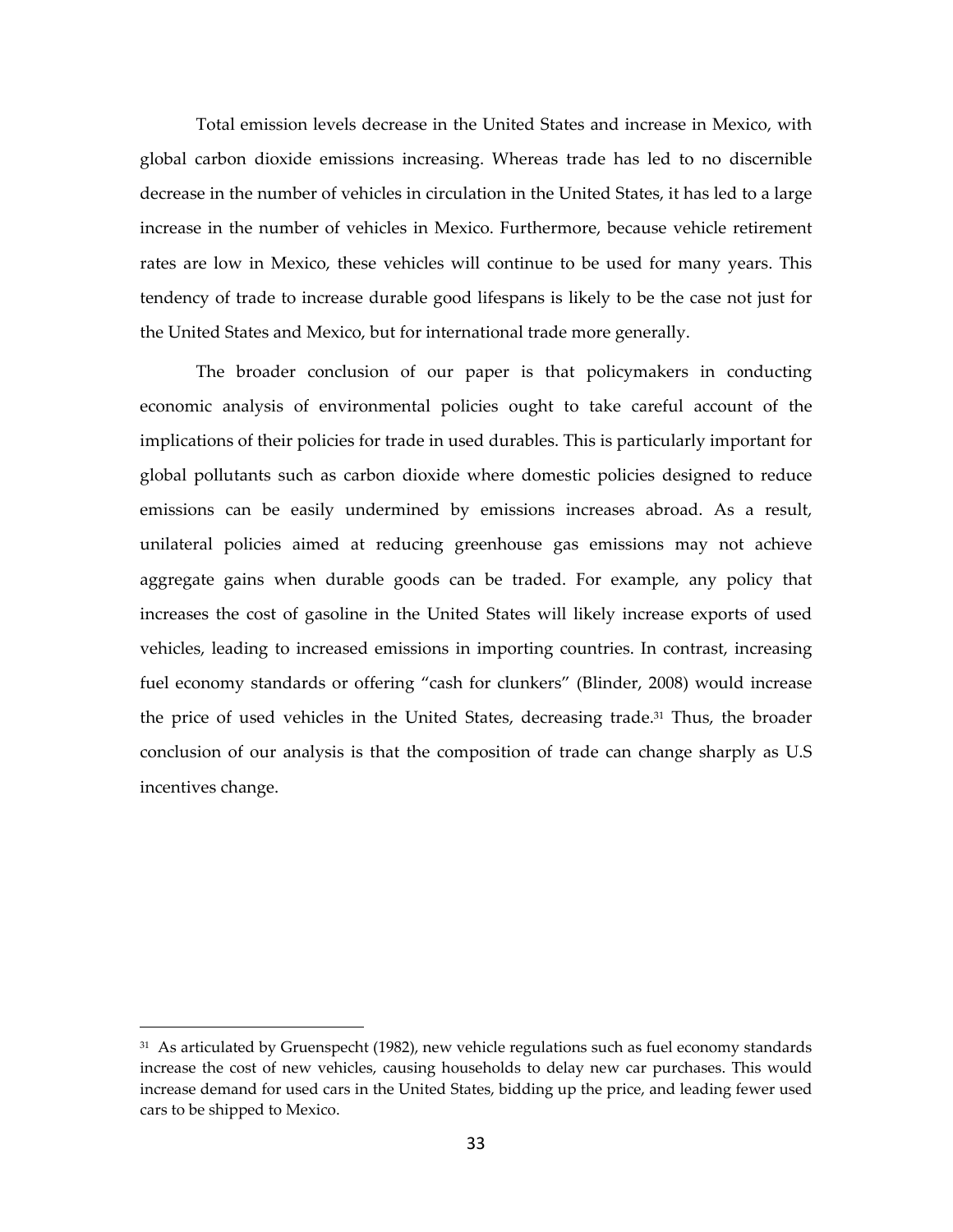Total emission levels decrease in the United States and increase in Mexico, with global carbon dioxide emissions increasing. Whereas trade has led to no discernible decrease in the number of vehicles in circulation in the United States, it has led to a large increase in the number of vehicles in Mexico. Furthermore, because vehicle retirement rates are low in Mexico, these vehicles will continue to be used for many years. This tendency of trade to increase durable good lifespans is likely to be the case not just for the United States and Mexico, but for international trade more generally.

The broader conclusion of our paper is that policymakers in conducting economic analysis of environmental policies ought to take careful account of the implications of their policies for trade in used durables. This is particularly important for global pollutants such as carbon dioxide where domestic policies designed to reduce emissions can be easily undermined by emissions increases abroad. As a result, unilateral policies aimed at reducing greenhouse gas emissions may not achieve aggregate gains when durable goods can be traded. For example, any policy that increases the cost of gasoline in the United States will likely increase exports of used vehicles, leading to increased emissions in importing countries. In contrast, increasing fuel economy standards or offering "cash for clunkers" (Blinder, 2008) would increase the price of used vehicles in the United States, decreasing trade.[31] Thus, the broader conclusion of our analysis is that the composition of trade can change sharply as U.S incentives change.

[31] As articulated by Gruenspecht (1982), new vehicle regulations such as fuel economy standards increase the cost of new vehicles, causing households to delay new car purchases. This would increase demand for used cars in the United States, bidding up the price, and leading fewer used cars to be shipped to Mexico.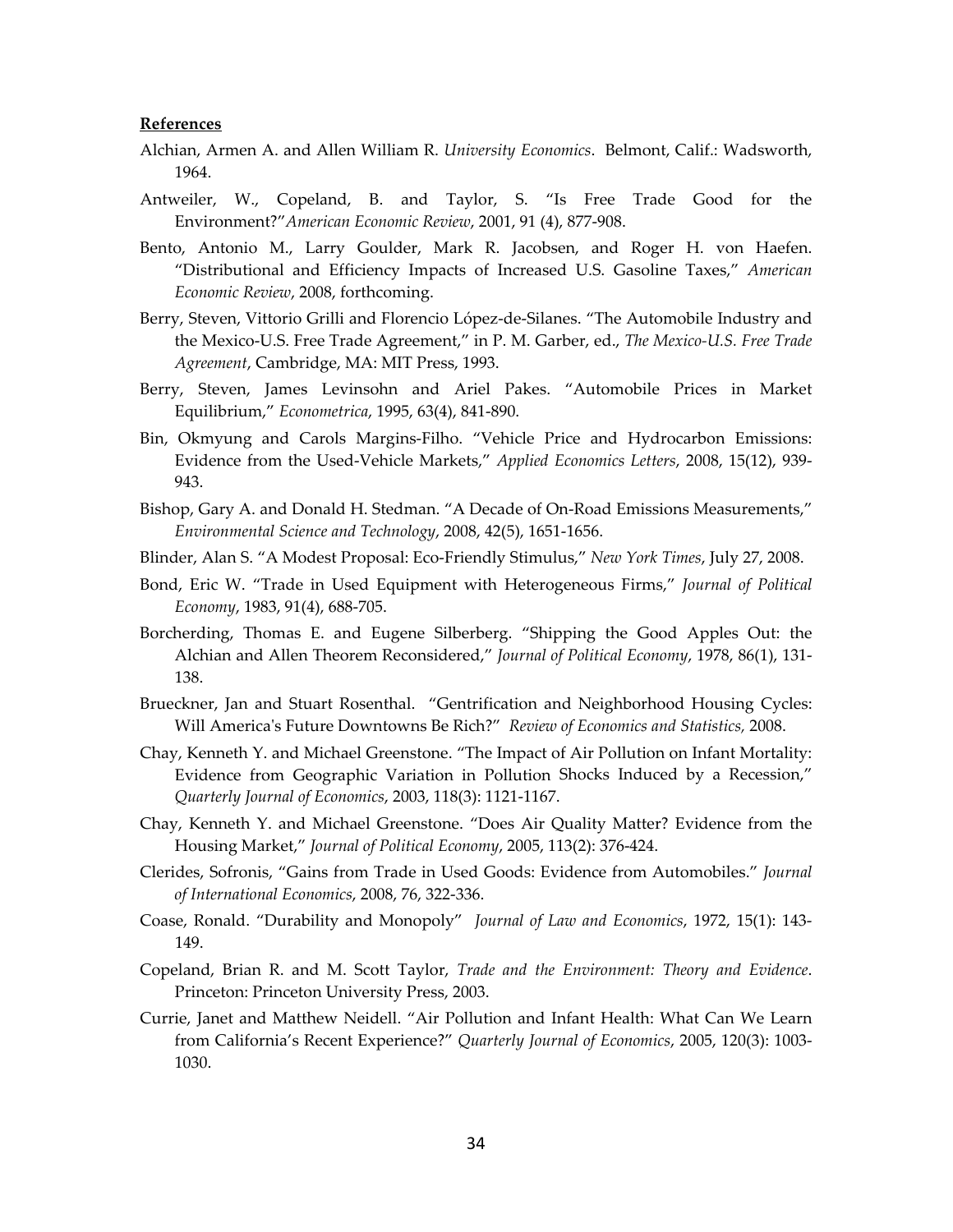**References**

Alchian, Armen A. and Allen William R. *University Economics*. Belmont, Calif.: Wadsworth, 1964.

Antweiler, W., Copeland, B. and Taylor, S. "Is Free Trade Good for the Environment?"*American Economic Review*, 2001, 91 (4), 877-908.

Bento, Antonio M., Larry Goulder, Mark R. Jacobsen, and Roger H. von Haefen. "Distributional and Efficiency Impacts of Increased U.S. Gasoline Taxes," *American Economic Review*, 2008, forthcoming.

Berry, Steven, Vittorio Grilli and Florencio López-de-Silanes. "The Automobile Industry and the Mexico-U.S. Free Trade Agreement," in P. M. Garber, ed., *The Mexico-U.S. Free Trade Agreement*, Cambridge, MA: MIT Press, 1993.

Berry, Steven, James Levinsohn and Ariel Pakes. "Automobile Prices in Market Equilibrium," *Econometrica*, 1995, 63(4), 841-890.

Bin, Okmyung and Carols Margins-Filho. "Vehicle Price and Hydrocarbon Emissions: Evidence from the Used-Vehicle Markets," *Applied Economics Letters*, 2008, 15(12), 939-943.

Bishop, Gary A. and Donald H. Stedman. "A Decade of On-Road Emissions Measurements," *Environmental Science and Technology*, 2008, 42(5), 1651-1656.

Blinder, Alan S. "A Modest Proposal: Eco-Friendly Stimulus," *New York Times*, July 27, 2008.

Bond, Eric W. "Trade in Used Equipment with Heterogeneous Firms," *Journal of Political Economy*, 1983, 91(4), 688-705.

Borcherding, Thomas E. and Eugene Silberberg. "Shipping the Good Apples Out: the Alchian and Allen Theorem Reconsidered," *Journal of Political Economy*, 1978, 86(1), 131-138.

Brueckner, Jan and Stuart Rosenthal. "Gentrification and Neighborhood Housing Cycles: Will America's Future Downtowns Be Rich?" *Review of Economics and Statistics,* 2008.

Chay, Kenneth Y. and Michael Greenstone. "The Impact of Air Pollution on Infant Mortality: Evidence from Geographic Variation in Pollution Shocks Induced by a Recession," *Quarterly Journal of Economics*, 2003, 118(3): 1121-1167.

Chay, Kenneth Y. and Michael Greenstone. "Does Air Quality Matter? Evidence from the Housing Market," *Journal of Political Economy*, 2005, 113(2): 376-424.

Clerides, Sofronis, "Gains from Trade in Used Goods: Evidence from Automobiles." *Journal of International Economics*, 2008, 76, 322-336.

Coase, Ronald. "Durability and Monopoly" *Journal of Law and Economics*, 1972, 15(1): 143-149.

Copeland, Brian R. and M. Scott Taylor, *Trade and the Environment: Theory and Evidence*. Princeton: Princeton University Press, 2003.

Currie, Janet and Matthew Neidell. "Air Pollution and Infant Health: What Can We Learn from California's Recent Experience?" *Quarterly Journal of Economics*, 2005, 120(3): 1003-1030.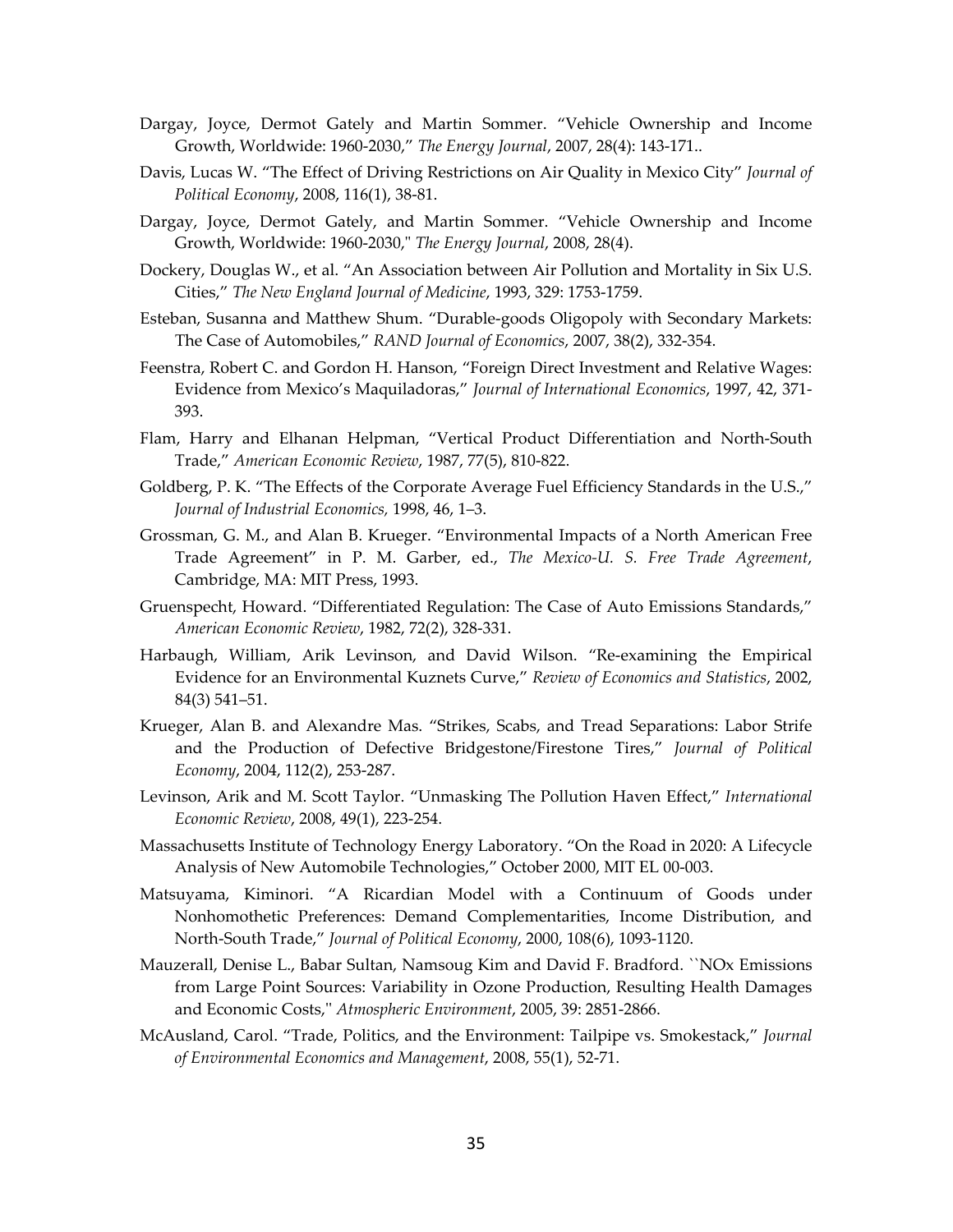Dargay, Joyce, Dermot Gately and Martin Sommer. "Vehicle Ownership and Income Growth, Worldwide: 1960-2030," *The Energy Journal*, 2007, 28(4): 143-171..

Davis, Lucas W. "The Effect of Driving Restrictions on Air Quality in Mexico City" *Journal of Political Economy*, 2008, 116(1), 38-81.

Dargay, Joyce, Dermot Gately, and Martin Sommer. "Vehicle Ownership and Income Growth, Worldwide: 1960-2030," *The Energy Journal*, 2008, 28(4).

Dockery, Douglas W., et al. "An Association between Air Pollution and Mortality in Six U.S. Cities," *The New England Journal of Medicine*, 1993, 329: 1753-1759.

Esteban, Susanna and Matthew Shum. "Durable-goods Oligopoly with Secondary Markets: The Case of Automobiles," *RAND Journal of Economics*, 2007, 38(2), 332-354.

Feenstra, Robert C. and Gordon H. Hanson, "Foreign Direct Investment and Relative Wages: Evidence from Mexico's Maquiladoras," *Journal of International Economics*, 1997, 42, 371-393.

Flam, Harry and Elhanan Helpman, "Vertical Product Differentiation and North-South Trade," *American Economic Review*, 1987, 77(5), 810-822.

Goldberg, P. K. "The Effects of the Corporate Average Fuel Efficiency Standards in the U.S.," *Journal of Industrial Economics,* 1998, 46, 1–3.

Grossman, G. M., and Alan B. Krueger. "Environmental Impacts of a North American Free Trade Agreement" in P. M. Garber, ed., *The Mexico-U. S. Free Trade Agreement*, Cambridge, MA: MIT Press, 1993.

Gruenspecht, Howard. "Differentiated Regulation: The Case of Auto Emissions Standards," *American Economic Review*, 1982, 72(2), 328-331.

Harbaugh, William, Arik Levinson, and David Wilson. "Re-examining the Empirical Evidence for an Environmental Kuznets Curve," *Review of Economics and Statistics*, 2002, 84(3) 541–51.

Krueger, Alan B. and Alexandre Mas. "Strikes, Scabs, and Tread Separations: Labor Strife and the Production of Defective Bridgestone/Firestone Tires," *Journal of Political Economy*, 2004, 112(2), 253-287.

Levinson, Arik and M. Scott Taylor. "Unmasking The Pollution Haven Effect," *International Economic Review*, 2008, 49(1), 223-254.

Massachusetts Institute of Technology Energy Laboratory. "On the Road in 2020: A Lifecycle Analysis of New Automobile Technologies," October 2000, MIT EL 00-003.

Matsuyama, Kiminori. "A Ricardian Model with a Continuum of Goods under Nonhomothetic Preferences: Demand Complementarities, Income Distribution, and North-South Trade," *Journal of Political Economy*, 2000, 108(6), 1093-1120.

Mauzerall, Denise L., Babar Sultan, Namsoug Kim and David F. Bradford. ``NOx Emissions from Large Point Sources: Variability in Ozone Production, Resulting Health Damages and Economic Costs," *Atmospheric Environment*, 2005, 39: 2851-2866.

McAusland, Carol. "Trade, Politics, and the Environment: Tailpipe vs. Smokestack," *Journal of Environmental Economics and Management*, 2008, 55(1), 52-71.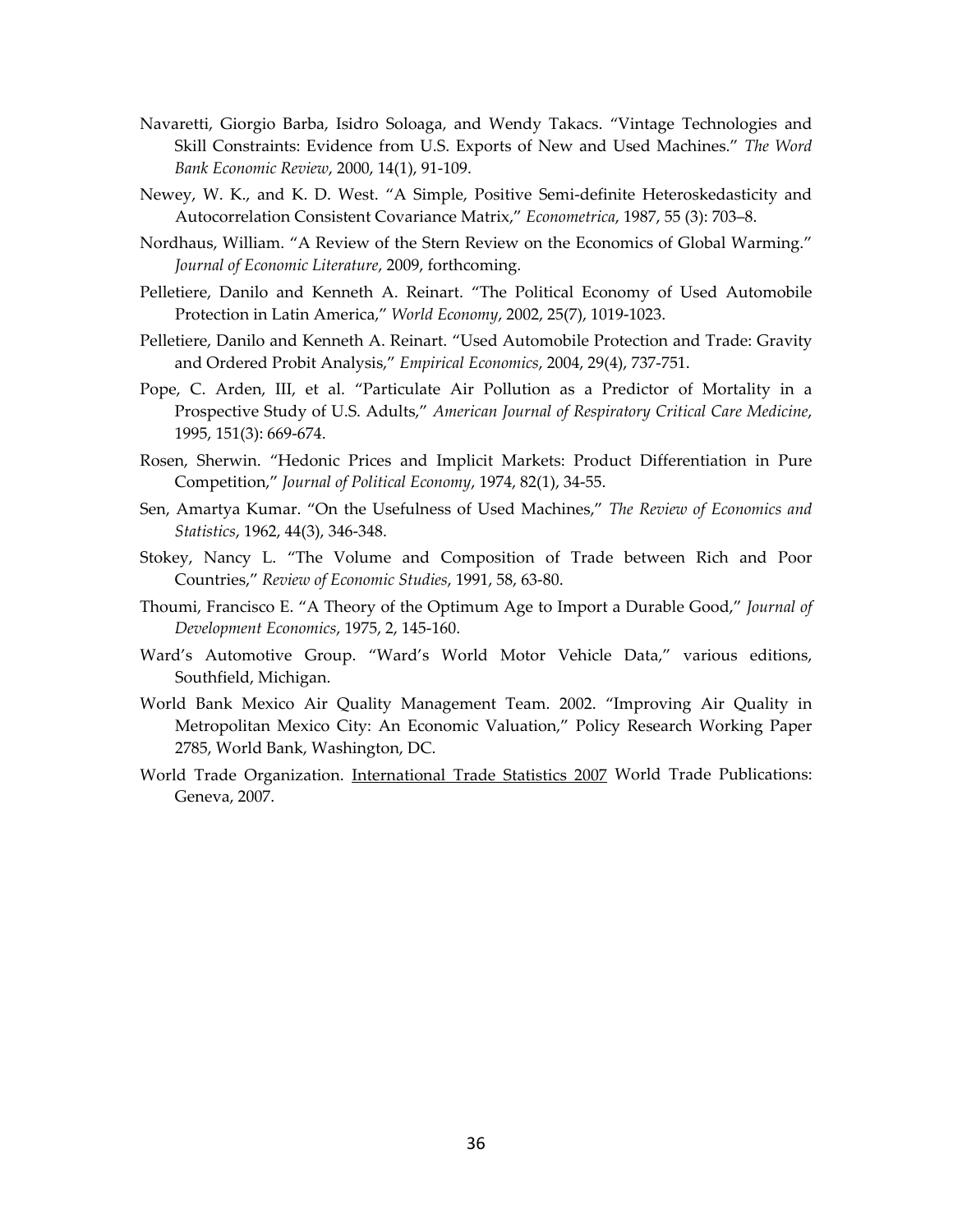Navaretti, Giorgio Barba, Isidro Soloaga, and Wendy Takacs. "Vintage Technologies and Skill Constraints: Evidence from U.S. Exports of New and Used Machines." *The Word Bank Economic Review*, 2000, 14(1), 91-109.

Newey, W. K., and K. D. West. "A Simple, Positive Semi-definite Heteroskedasticity and Autocorrelation Consistent Covariance Matrix," *Econometrica*, 1987, 55 (3): 703–8.

Nordhaus, William. "A Review of the Stern Review on the Economics of Global Warming." *Journal of Economic Literature*, 2009, forthcoming.

Pelletiere, Danilo and Kenneth A. Reinart. "The Political Economy of Used Automobile Protection in Latin America," *World Economy*, 2002, 25(7), 1019-1023.

Pelletiere, Danilo and Kenneth A. Reinart. "Used Automobile Protection and Trade: Gravity and Ordered Probit Analysis," *Empirical Economics*, 2004, 29(4), 737-751.

Pope, C. Arden, III, et al. "Particulate Air Pollution as a Predictor of Mortality in a Prospective Study of U.S. Adults," *American Journal of Respiratory Critical Care Medicine*, 1995, 151(3): 669-674.

Rosen, Sherwin. "Hedonic Prices and Implicit Markets: Product Differentiation in Pure Competition," *Journal of Political Economy*, 1974, 82(1), 34-55.

Sen, Amartya Kumar. "On the Usefulness of Used Machines," *The Review of Economics and Statistics*, 1962, 44(3), 346-348.

Stokey, Nancy L. "The Volume and Composition of Trade between Rich and Poor Countries," *Review of Economic Studies*, 1991, 58, 63-80.

Thoumi, Francisco E. "A Theory of the Optimum Age to Import a Durable Good," *Journal of Development Economics*, 1975, 2, 145-160.

Ward's Automotive Group. "Ward's World Motor Vehicle Data," various editions, Southfield, Michigan.

World Bank Mexico Air Quality Management Team. 2002. "Improving Air Quality in Metropolitan Mexico City: An Economic Valuation," Policy Research Working Paper 2785, World Bank, Washington, DC.

World Trade Organization. International Trade Statistics 2007 World Trade Publications: Geneva, 2007.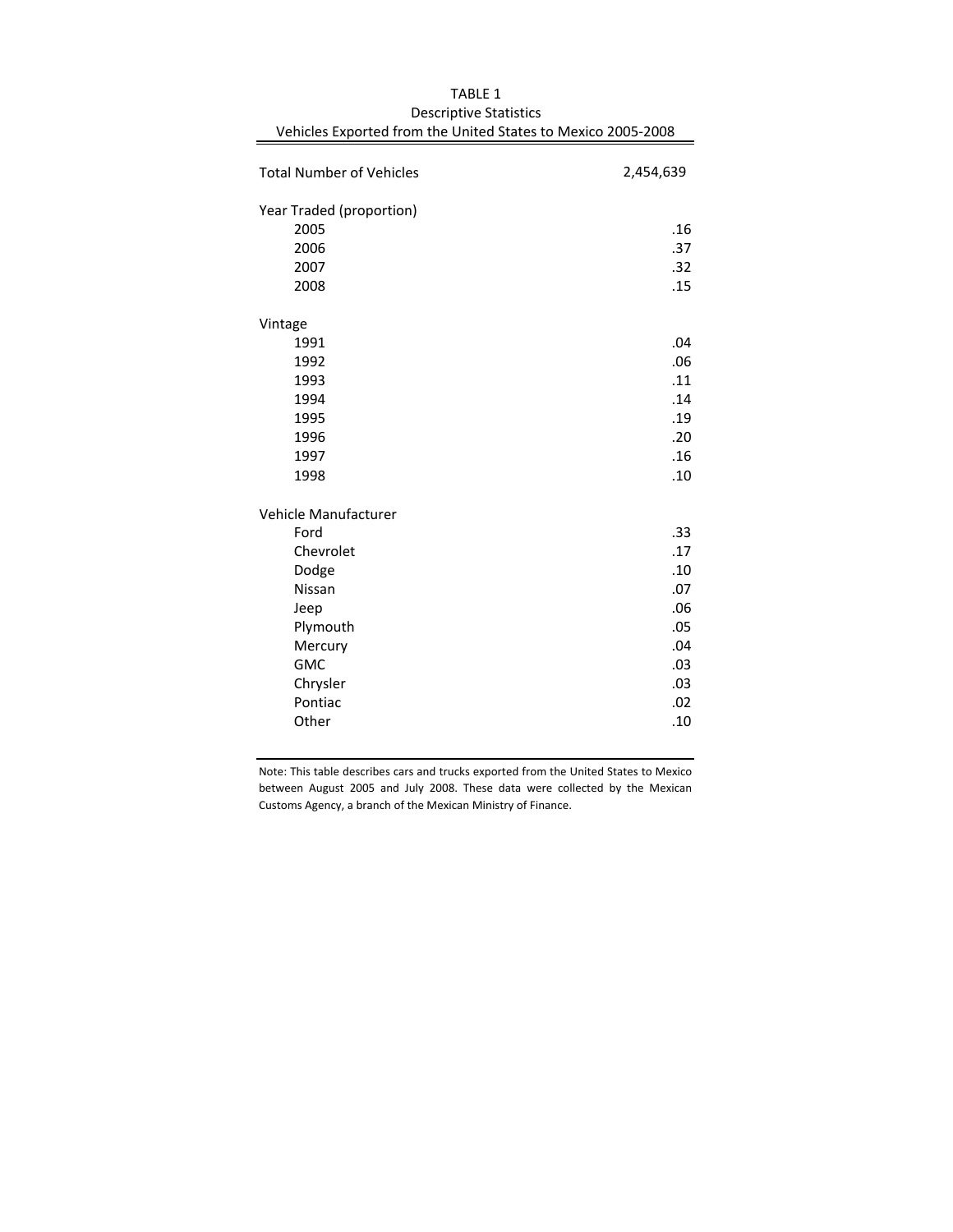TABLE 1
Descriptive Statistics
Vehicles Exported from the United States to Mexico 2005-2008

| | |
|---|---|
| Total Number of Vehicles | 2,454,639 |
| **Year Traded (proportion)** | |
| 2005 | .16 |
| 2006 | .37 |
| 2007 | .32 |
| 2008 | .15 |
| **Vintage** | |
| 1991 | .04 |
| 1992 | .06 |
| 1993 | .11 |
| 1994 | .14 |
| 1995 | .19 |
| 1996 | .20 |
| 1997 | .16 |
| 1998 | .10 |
| **Vehicle Manufacturer** | |
| Ford | .33 |
| Chevrolet | .17 |
| Dodge | .10 |
| Nissan | .07 |
| Jeep | .06 |
| Plymouth | .05 |
| Mercury | .04 |
| GMC | .03 |
| Chrysler | .03 |
| Pontiac | .02 |
| Other | .10 |

Note: This table describes cars and trucks exported from the United States to Mexico between August 2005 and July 2008. These data were collected by the Mexican Customs Agency, a branch of the Mexican Ministry of Finance.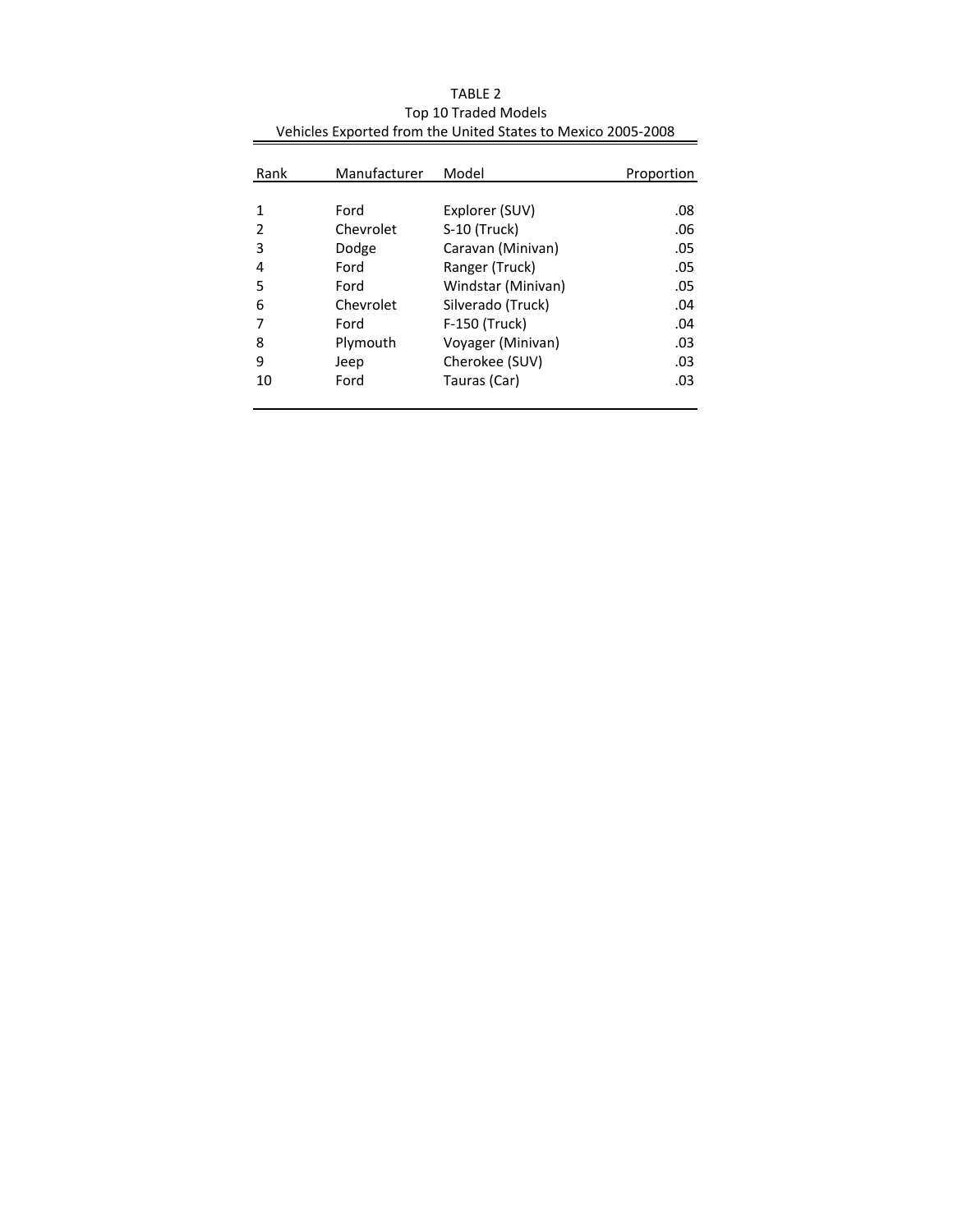TABLE 2
Top 10 Traded Models
Vehicles Exported from the United States to Mexico 2005-2008

| Rank | Manufacturer | Model | Proportion |
|---|---|---|---|
| 1 | Ford | Explorer (SUV) | .08 |
| 2 | Chevrolet | S-10 (Truck) | .06 |
| 3 | Dodge | Caravan (Minivan) | .05 |
| 4 | Ford | Ranger (Truck) | .05 |
| 5 | Ford | Windstar (Minivan) | .05 |
| 6 | Chevrolet | Silverado (Truck) | .04 |
| 7 | Ford | F-150 (Truck) | .04 |
| 8 | Plymouth | Voyager (Minivan) | .03 |
| 9 | Jeep | Cherokee (SUV) | .03 |
| 10 | Ford | Tauras (Car) | .03 |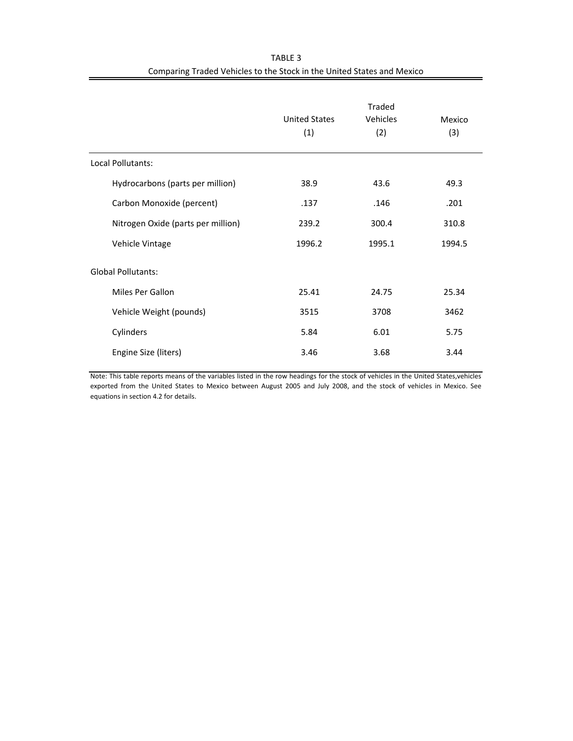TABLE 3

Comparing Traded Vehicles to the Stock in the United States and Mexico

| | United States (1) | Traded Vehicles (2) | Mexico (3) |
|---|---|---|---|
| Local Pollutants: | | | |
| Hydrocarbons (parts per million) | 38.9 | 43.6 | 49.3 |
| Carbon Monoxide (percent) | .137 | .146 | .201 |
| Nitrogen Oxide (parts per million) | 239.2 | 300.4 | 310.8 |
| Vehicle Vintage | 1996.2 | 1995.1 | 1994.5 |
| Global Pollutants: | | | |
| Miles Per Gallon | 25.41 | 24.75 | 25.34 |
| Vehicle Weight (pounds) | 3515 | 3708 | 3462 |
| Cylinders | 5.84 | 6.01 | 5.75 |
| Engine Size (liters) | 3.46 | 3.68 | 3.44 |

Note: This table reports means of the variables listed in the row headings for the stock of vehicles in the United States,vehicles exported from the United States to Mexico between August 2005 and July 2008, and the stock of vehicles in Mexico. See equations in section 4.2 for details.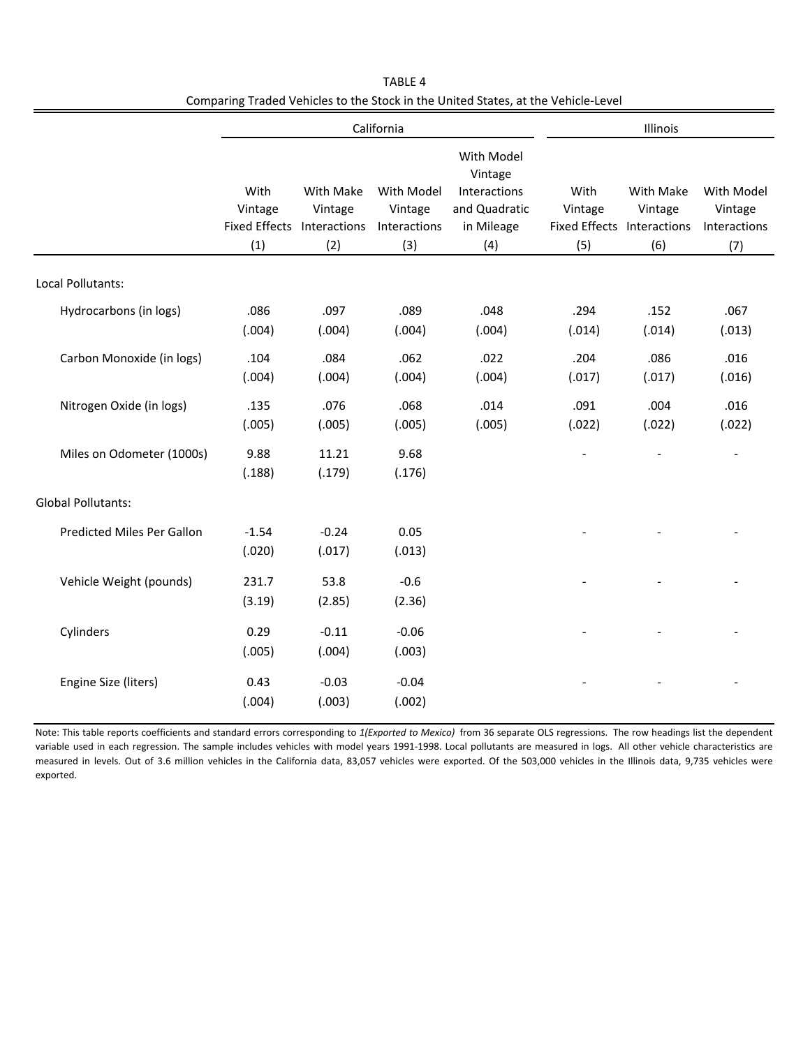TABLE 4

Comparing Traded Vehicles to the Stock in the United States, at the Vehicle-Level

| | California | | | | Illinois | | |
|---|---|---|---|---|---|---|---|
| | With Vintage Fixed Effects | With Make Vintage Interactions | With Model Vintage Interactions | With Model Vintage Interactions and Quadratic in Mileage | With Vintage Fixed Effects | With Make Vintage Interactions | With Model Vintage Interactions |
| | (1) | (2) | (3) | (4) | (5) | (6) | (7) |
| Local Pollutants: | | | | | | | |
| Hydrocarbons (in logs) | .086 | .097 | .089 | .048 | .294 | .152 | .067 |
| | (.004) | (.004) | (.004) | (.004) | (.014) | (.014) | (.013) |
| Carbon Monoxide (in logs) | .104 | .084 | .062 | .022 | .204 | .086 | .016 |
| | (.004) | (.004) | (.004) | (.004) | (.017) | (.017) | (.016) |
| Nitrogen Oxide (in logs) | .135 | .076 | .068 | .014 | .091 | .004 | .016 |
| | (.005) | (.005) | (.005) | (.005) | (.022) | (.022) | (.022) |
| Miles on Odometer (1000s) | 9.88 | 11.21 | 9.68 | | - | - | - |
| | (.188) | (.179) | (.176) | | | | |
| Global Pollutants: | | | | | | | |
| Predicted Miles Per Gallon | -1.54 | -0.24 | 0.05 | | - | - | - |
| | (.020) | (.017) | (.013) | | | | |
| Vehicle Weight (pounds) | 231.7 | 53.8 | -0.6 | | - | - | - |
| | (3.19) | (2.85) | (2.36) | | | | |
| Cylinders | 0.29 | -0.11 | -0.06 | | - | - | - |
| | (.005) | (.004) | (.003) | | | | |
| Engine Size (liters) | 0.43 | -0.03 | -0.04 | | - | - | - |
| | (.004) | (.003) | (.002) | | | | |

Note: This table reports coefficients and standard errors corresponding to *1(Exported to Mexico)* from 36 separate OLS regressions. The row headings list the dependent variable used in each regression. The sample includes vehicles with model years 1991-1998. Local pollutants are measured in logs. All other vehicle characteristics are measured in levels. Out of 3.6 million vehicles in the California data, 83,057 vehicles were exported. Of the 503,000 vehicles in the Illinois data, 9,735 vehicles were exported.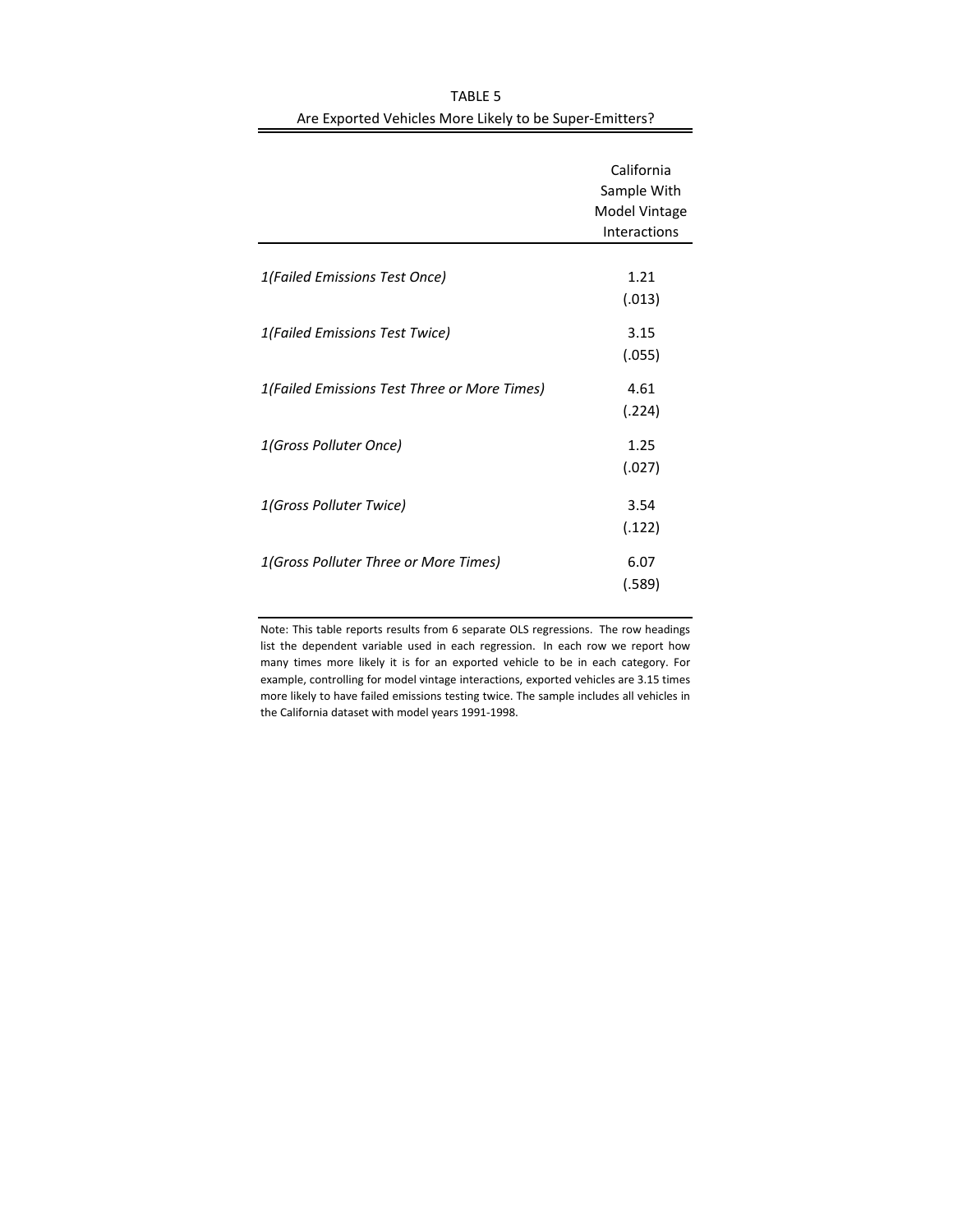TABLE 5

Are Exported Vehicles More Likely to be Super-Emitters?

| | California Sample With Model Vintage Interactions |
|---|---|
| *1(Failed Emissions Test Once)* | 1.21 |
| | (.013) |
| *1(Failed Emissions Test Twice)* | 3.15 |
| | (.055) |
| *1(Failed Emissions Test Three or More Times)* | 4.61 |
| | (.224) |
| *1(Gross Polluter Once)* | 1.25 |
| | (.027) |
| *1(Gross Polluter Twice)* | 3.54 |
| | (.122) |
| *1(Gross Polluter Three or More Times)* | 6.07 |
| | (.589) |

Note: This table reports results from 6 separate OLS regressions. The row headings list the dependent variable used in each regression. In each row we report how many times more likely it is for an exported vehicle to be in each category. For example, controlling for model vintage interactions, exported vehicles are 3.15 times more likely to have failed emissions testing twice. The sample includes all vehicles in the California dataset with model years 1991-1998.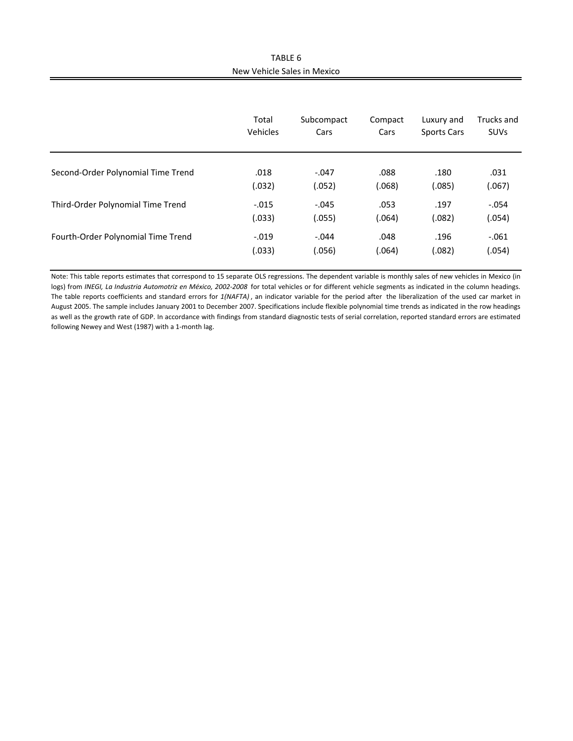TABLE 6

New Vehicle Sales in Mexico

| | Total Vehicles | Subcompact Cars | Compact Cars | Luxury and Sports Cars | Trucks and SUVs |
|---|---|---|---|---|---|
| Second-Order Polynomial Time Trend | .018 | -.047 | .088 | .180 | .031 |
| | (.032) | (.052) | (.068) | (.085) | (.067) |
| Third-Order Polynomial Time Trend | -.015 | -.045 | .053 | .197 | -.054 |
| | (.033) | (.055) | (.064) | (.082) | (.054) |
| Fourth-Order Polynomial Time Trend | -.019 | -.044 | .048 | .196 | -.061 |
| | (.033) | (.056) | (.064) | (.082) | (.054) |

Note: This table reports estimates that correspond to 15 separate OLS regressions. The dependent variable is monthly sales of new vehicles in Mexico (in logs) from *INEGI, La Industria Automotriz en México, 2002-2008* for total vehicles or for different vehicle segments as indicated in the column headings. The table reports coefficients and standard errors for *1(NAFTA)*, an indicator variable for the period after the liberalization of the used car market in August 2005. The sample includes January 2001 to December 2007. Specifications include flexible polynomial time trends as indicated in the row headings as well as the growth rate of GDP. In accordance with findings from standard diagnostic tests of serial correlation, reported standard errors are estimated following Newey and West (1987) with a 1-month lag.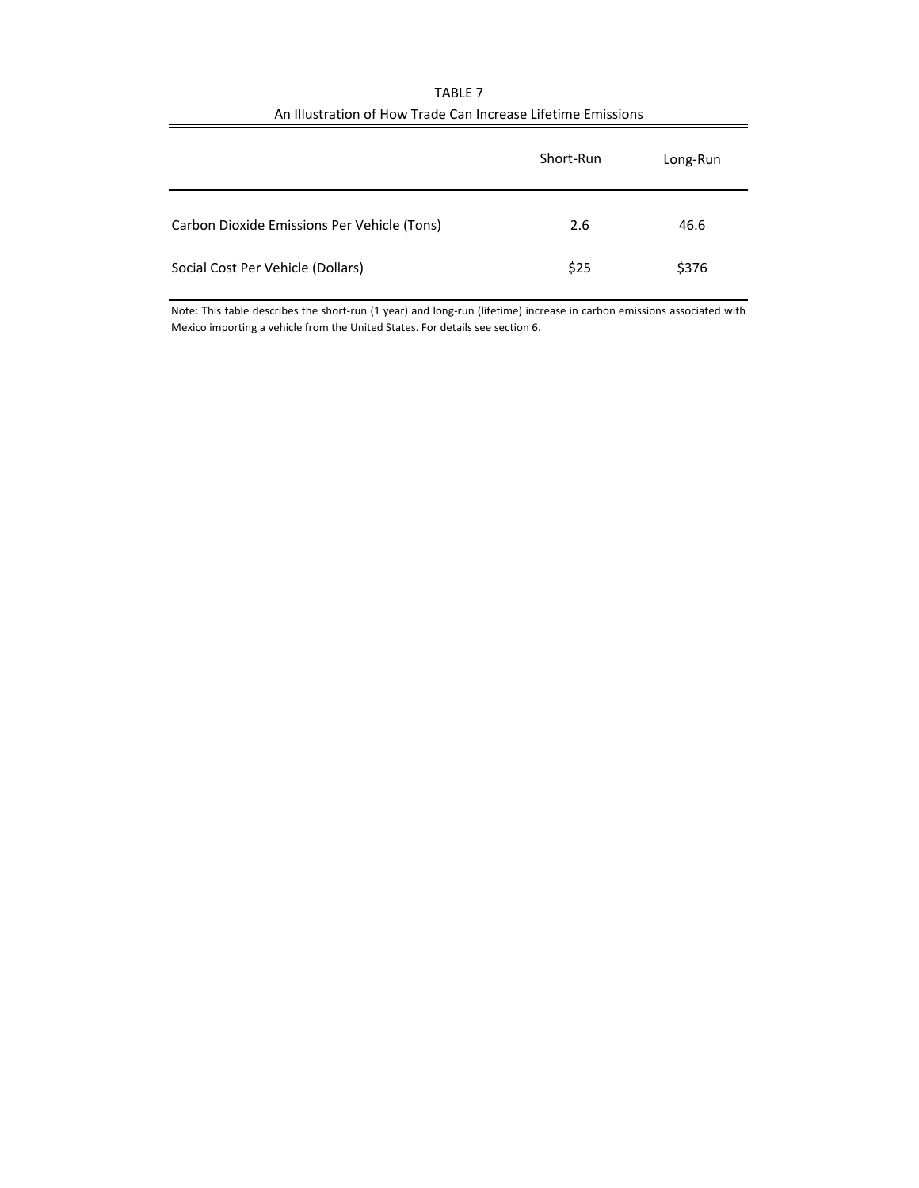TABLE 7

An Illustration of How Trade Can Increase Lifetime Emissions

| | Short-Run | Long-Run |
|---|---|---|
| Carbon Dioxide Emissions Per Vehicle (Tons) | 2.6 | 46.6 |
| Social Cost Per Vehicle (Dollars) | $25 | $376 |

Note: This table describes the short-run (1 year) and long-run (lifetime) increase in carbon emissions associated with Mexico importing a vehicle from the United States. For details see section 6.